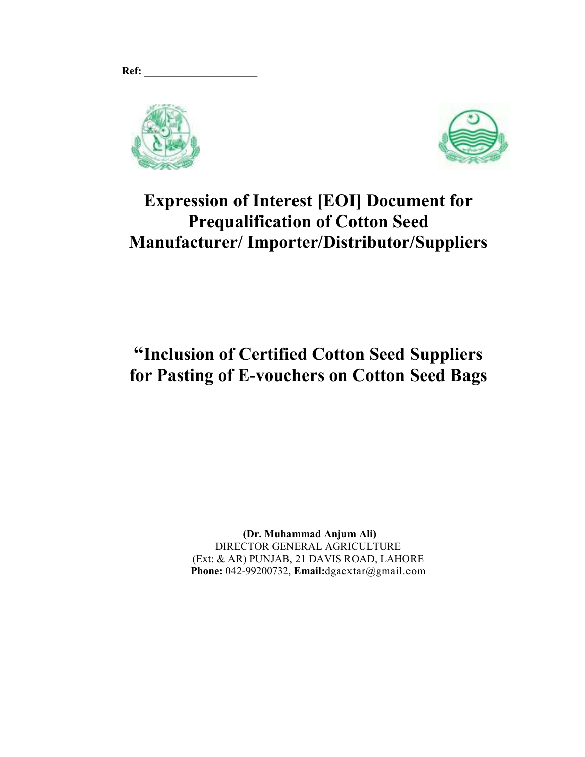Ref: ____________________

# Expression of Interest [EOI] Document for Prequalification of Cotton Seed Manufacturer/ Importer/Distributor/Suppliers

# "Inclusion of Certified Cotton Seed Suppliers for Pasting of E-vouchers on Cotton Seed Bags

**(Dr. Muhammad Anjum Ali)**
DIRECTOR GENERAL AGRICULTURE
(Ext: & AR) PUNJAB, 21 DAVIS ROAD, LAHORE
**Phone:** 042-99200732, **Email:**dgaextar@gmail.com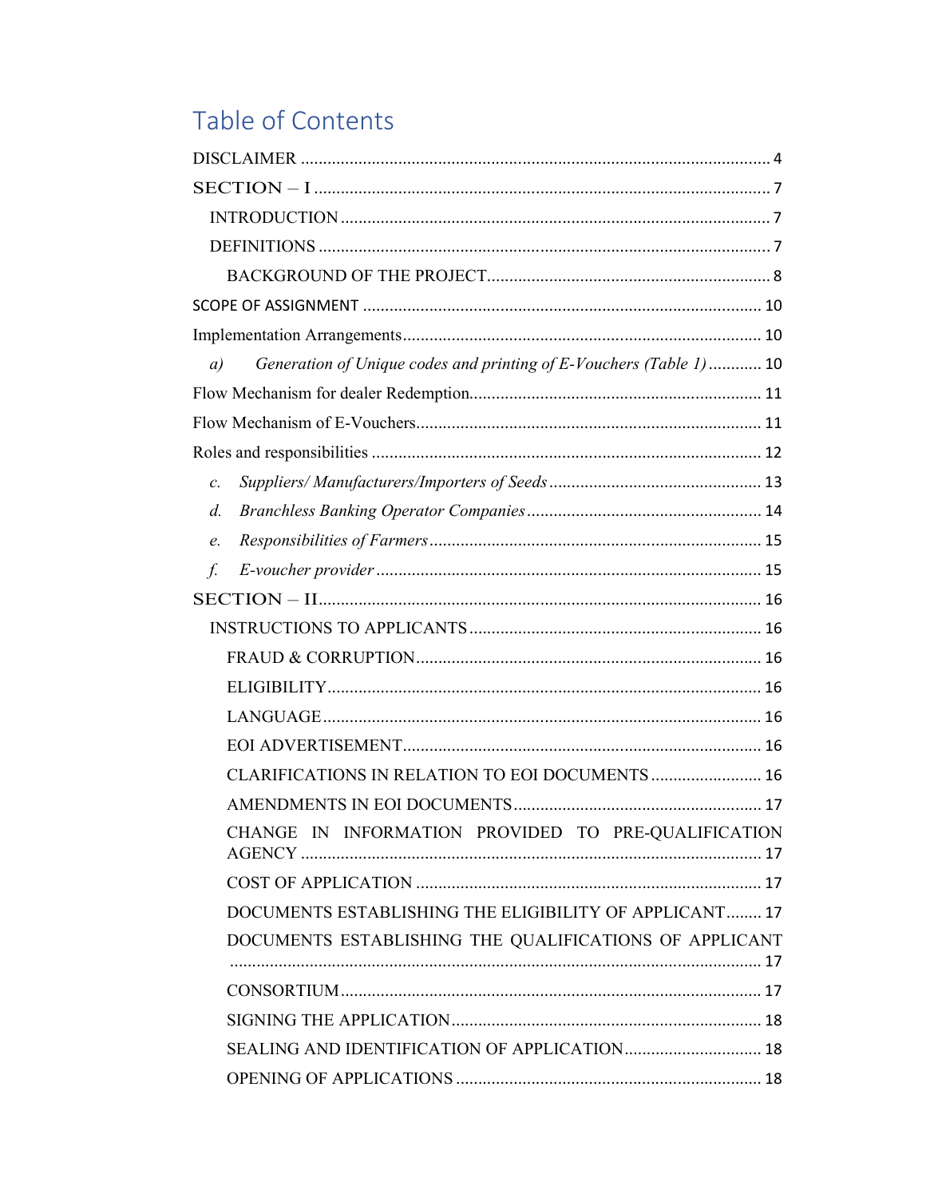# Table of Contents

DISCLAIMER ........................................................................................................ 4

SECTION – I ..................................................................................................... 7

- INTRODUCTION ............................................................................................ 7
- DEFINITIONS ................................................................................................ 7
  - BACKGROUND OF THE PROJECT............................................................... 8

SCOPE OF ASSIGNMENT ......................................................................................... 10

Implementation Arrangements................................................................................ 10

- *a) Generation of Unique codes and printing of E-Vouchers (Table 1)* ............ 10

Flow Mechanism for dealer Redemption................................................................. 11

Flow Mechanism of E-Vouchers............................................................................. 11

Roles and responsibilities ....................................................................................... 12

- *c. Suppliers/ Manufacturers/Importers of Seeds* ............................................... 13
- *d. Branchless Banking Operator Companies* ..................................................... 14
- *e. Responsibilities of Farmers* .......................................................................... 15
- *f. E-voucher provider* ...................................................................................... 15

SECTION – II................................................................................................... 16

- INSTRUCTIONS TO APPLICANTS ................................................................. 16
  - FRAUD & CORRUPTION............................................................................ 16
  - ELIGIBILITY................................................................................................ 16
  - LANGUAGE.................................................................................................. 16
  - EOI ADVERTISEMENT................................................................................ 16
  - CLARIFICATIONS IN RELATION TO EOI DOCUMENTS ......................... 16
  - AMENDMENTS IN EOI DOCUMENTS....................................................... 17
  - CHANGE IN INFORMATION PROVIDED TO PRE-QUALIFICATION AGENCY ....................................................................................................... 17
  - COST OF APPLICATION ............................................................................ 17
  - DOCUMENTS ESTABLISHING THE ELIGIBILITY OF APPLICANT........ 17
  - DOCUMENTS ESTABLISHING THE QUALIFICATIONS OF APPLICANT ....................................................................................................................... 17
  - CONSORTIUM............................................................................................... 17
  - SIGNING THE APPLICATION..................................................................... 18
  - SEALING AND IDENTIFICATION OF APPLICATION............................... 18
  - OPENING OF APPLICATIONS .................................................................... 18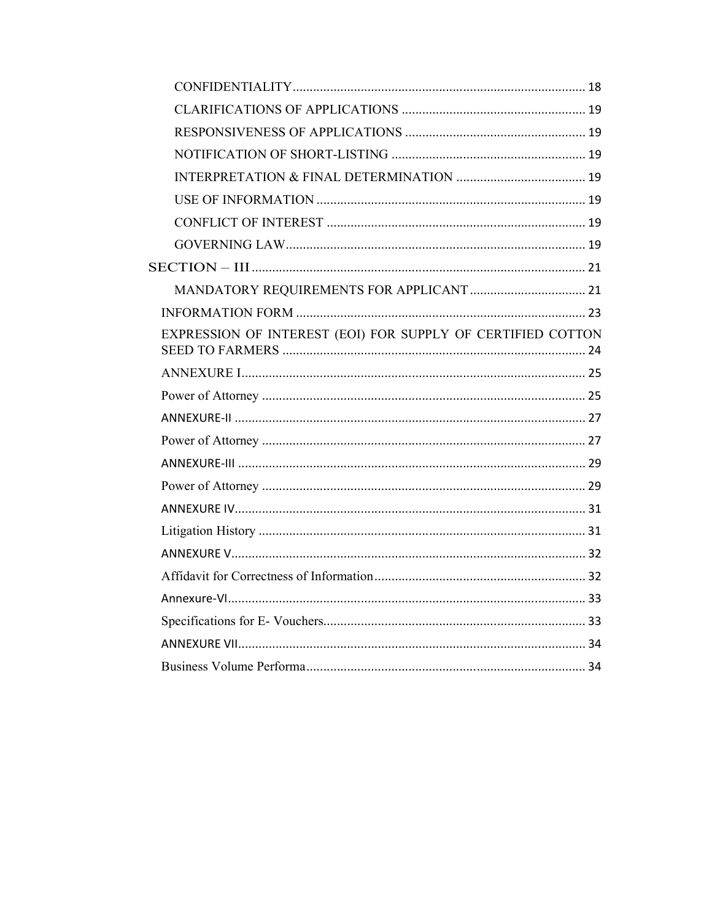CONFIDENTIALITY ..................................................................................... 18

CLARIFICATIONS OF APPLICATIONS ...................................................... 19

RESPONSIVENESS OF APPLICATIONS ..................................................... 19

NOTIFICATION OF SHORT-LISTING .......................................................... 19

INTERPRETATION & FINAL DETERMINATION ....................................... 19

USE OF INFORMATION ............................................................................... 19

CONFLICT OF INTEREST ............................................................................ 19

GOVERNING LAW ........................................................................................ 19

SECTION – III ................................................................................................. 21

MANDATORY REQUIREMENTS FOR APPLICANT .................................. 21

INFORMATION FORM ..................................................................................... 23

EXPRESSION OF INTEREST (EOI) FOR SUPPLY OF CERTIFIED COTTON SEED TO FARMERS ......................................................................................... 24

ANNEXURE I ..................................................................................................... 25

Power of Attorney ............................................................................................... 25

ANNEXURE-II ..................................................................................................... 27

Power of Attorney ............................................................................................... 27

ANNEXURE-III .................................................................................................... 29

Power of Attorney ............................................................................................... 29

ANNEXURE IV ..................................................................................................... 31

Litigation History ................................................................................................ 31

ANNEXURE V ...................................................................................................... 32

Affidavit for Correctness of Information .............................................................. 32

Annexure-VI ......................................................................................................... 33

Specifications for E- Vouchers ............................................................................. 33

ANNEXURE VII .................................................................................................... 34

Business Volume Performa .................................................................................. 34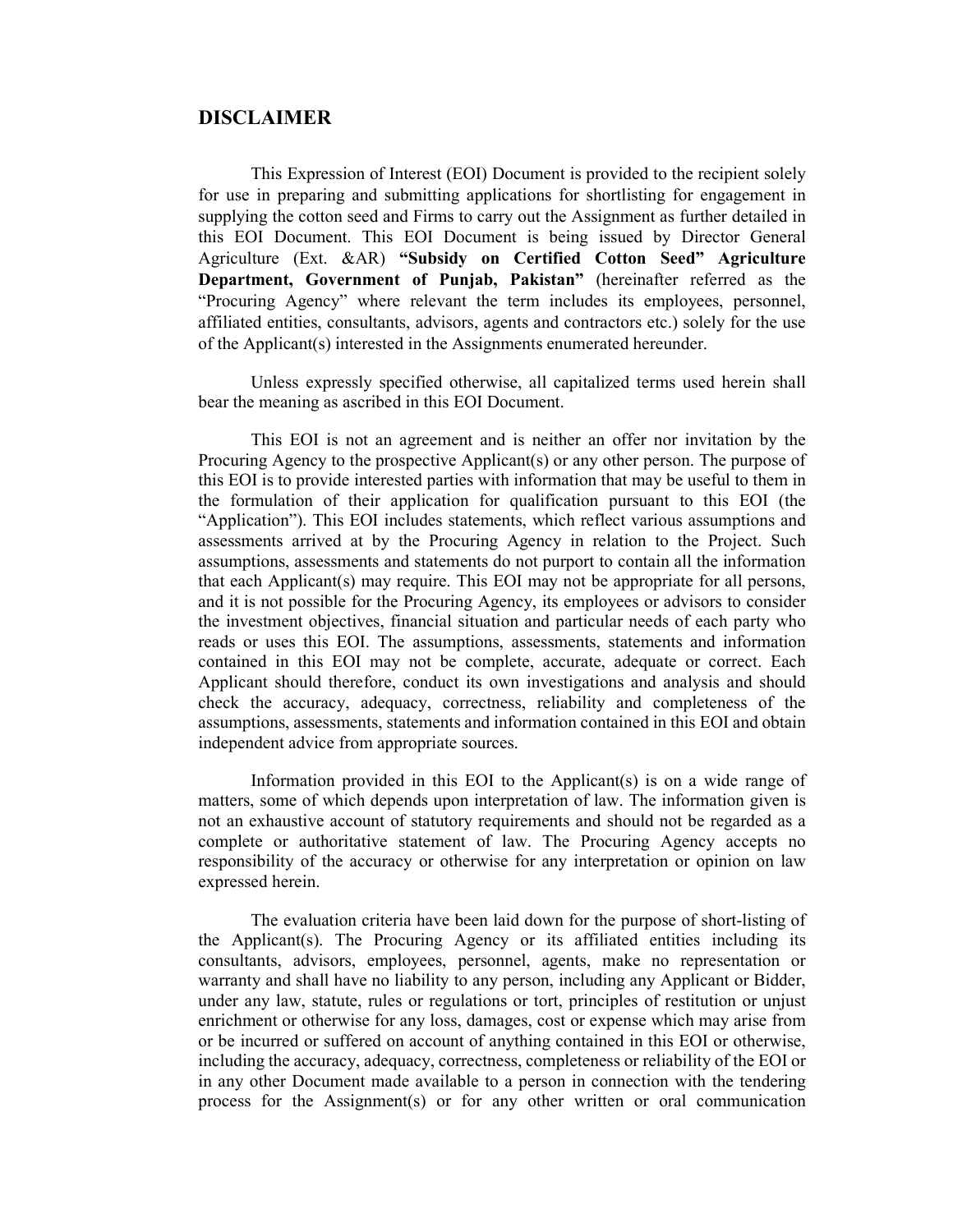## DISCLAIMER

This Expression of Interest (EOI) Document is provided to the recipient solely for use in preparing and submitting applications for shortlisting for engagement in supplying the cotton seed and Firms to carry out the Assignment as further detailed in this EOI Document. This EOI Document is being issued by Director General Agriculture (Ext. &AR) **"Subsidy on Certified Cotton Seed" Agriculture Department, Government of Punjab, Pakistan"** (hereinafter referred as the "Procuring Agency" where relevant the term includes its employees, personnel, affiliated entities, consultants, advisors, agents and contractors etc.) solely for the use of the Applicant(s) interested in the Assignments enumerated hereunder.

Unless expressly specified otherwise, all capitalized terms used herein shall bear the meaning as ascribed in this EOI Document.

This EOI is not an agreement and is neither an offer nor invitation by the Procuring Agency to the prospective Applicant(s) or any other person. The purpose of this EOI is to provide interested parties with information that may be useful to them in the formulation of their application for qualification pursuant to this EOI (the "Application"). This EOI includes statements, which reflect various assumptions and assessments arrived at by the Procuring Agency in relation to the Project. Such assumptions, assessments and statements do not purport to contain all the information that each Applicant(s) may require. This EOI may not be appropriate for all persons, and it is not possible for the Procuring Agency, its employees or advisors to consider the investment objectives, financial situation and particular needs of each party who reads or uses this EOI. The assumptions, assessments, statements and information contained in this EOI may not be complete, accurate, adequate or correct. Each Applicant should therefore, conduct its own investigations and analysis and should check the accuracy, adequacy, correctness, reliability and completeness of the assumptions, assessments, statements and information contained in this EOI and obtain independent advice from appropriate sources.

Information provided in this EOI to the Applicant(s) is on a wide range of matters, some of which depends upon interpretation of law. The information given is not an exhaustive account of statutory requirements and should not be regarded as a complete or authoritative statement of law. The Procuring Agency accepts no responsibility of the accuracy or otherwise for any interpretation or opinion on law expressed herein.

The evaluation criteria have been laid down for the purpose of short-listing of the Applicant(s). The Procuring Agency or its affiliated entities including its consultants, advisors, employees, personnel, agents, make no representation or warranty and shall have no liability to any person, including any Applicant or Bidder, under any law, statute, rules or regulations or tort, principles of restitution or unjust enrichment or otherwise for any loss, damages, cost or expense which may arise from or be incurred or suffered on account of anything contained in this EOI or otherwise, including the accuracy, adequacy, correctness, completeness or reliability of the EOI or in any other Document made available to a person in connection with the tendering process for the Assignment(s) or for any other written or oral communication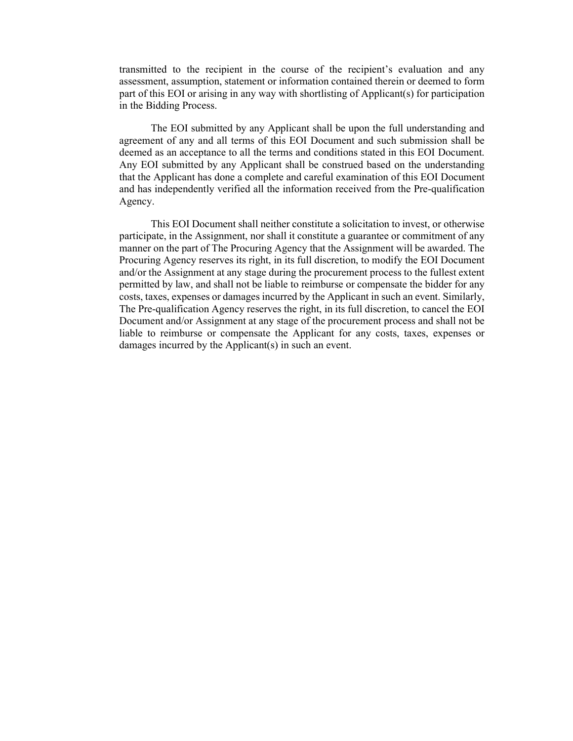transmitted to the recipient in the course of the recipient's evaluation and any assessment, assumption, statement or information contained therein or deemed to form part of this EOI or arising in any way with shortlisting of Applicant(s) for participation in the Bidding Process.

The EOI submitted by any Applicant shall be upon the full understanding and agreement of any and all terms of this EOI Document and such submission shall be deemed as an acceptance to all the terms and conditions stated in this EOI Document. Any EOI submitted by any Applicant shall be construed based on the understanding that the Applicant has done a complete and careful examination of this EOI Document and has independently verified all the information received from the Pre-qualification Agency.

This EOI Document shall neither constitute a solicitation to invest, or otherwise participate, in the Assignment, nor shall it constitute a guarantee or commitment of any manner on the part of The Procuring Agency that the Assignment will be awarded. The Procuring Agency reserves its right, in its full discretion, to modify the EOI Document and/or the Assignment at any stage during the procurement process to the fullest extent permitted by law, and shall not be liable to reimburse or compensate the bidder for any costs, taxes, expenses or damages incurred by the Applicant in such an event. Similarly, The Pre-qualification Agency reserves the right, in its full discretion, to cancel the EOI Document and/or Assignment at any stage of the procurement process and shall not be liable to reimburse or compensate the Applicant for any costs, taxes, expenses or damages incurred by the Applicant(s) in such an event.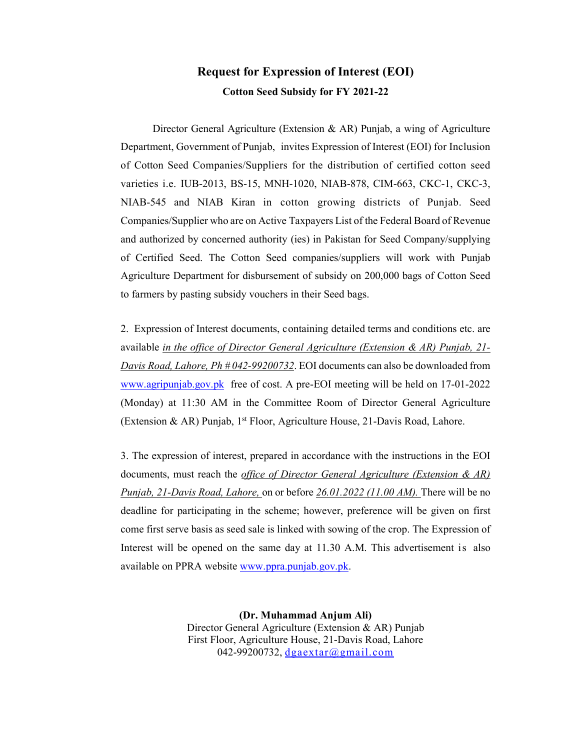# Request for Expression of Interest (EOI)

### Cotton Seed Subsidy for FY 2021-22

Director General Agriculture (Extension & AR) Punjab, a wing of Agriculture Department, Government of Punjab, invites Expression of Interest (EOI) for Inclusion of Cotton Seed Companies/Suppliers for the distribution of certified cotton seed varieties i.e. IUB-2013, BS-15, MNH-1020, NIAB-878, CIM-663, CKC-1, CKC-3, NIAB-545 and NIAB Kiran in cotton growing districts of Punjab. Seed Companies/Supplier who are on Active Taxpayers List of the Federal Board of Revenue and authorized by concerned authority (ies) in Pakistan for Seed Company/supplying of Certified Seed. The Cotton Seed companies/suppliers will work with Punjab Agriculture Department for disbursement of subsidy on 200,000 bags of Cotton Seed to farmers by pasting subsidy vouchers in their Seed bags.

2. Expression of Interest documents, containing detailed terms and conditions etc. are available *in the office of Director General Agriculture (Extension & AR) Punjab, 21-Davis Road, Lahore, Ph # 042-99200732*. EOI documents can also be downloaded from www.agripunjab.gov.pk free of cost. A pre-EOI meeting will be held on 17-01-2022 (Monday) at 11:30 AM in the Committee Room of Director General Agriculture (Extension & AR) Punjab, 1st Floor, Agriculture House, 21-Davis Road, Lahore.

3. The expression of interest, prepared in accordance with the instructions in the EOI documents, must reach the *office of Director General Agriculture (Extension & AR) Punjab, 21-Davis Road, Lahore,* on or before *26.01.2022 (11.00 AM).* There will be no deadline for participating in the scheme; however, preference will be given on first come first serve basis as seed sale is linked with sowing of the crop. The Expression of Interest will be opened on the same day at 11.30 A.M. This advertisement is also available on PPRA website www.ppra.punjab.gov.pk.

**(Dr. Muhammad Anjum Ali)**
Director General Agriculture (Extension & AR) Punjab
First Floor, Agriculture House, 21-Davis Road, Lahore
042-99200732, dgaextar@gmail.com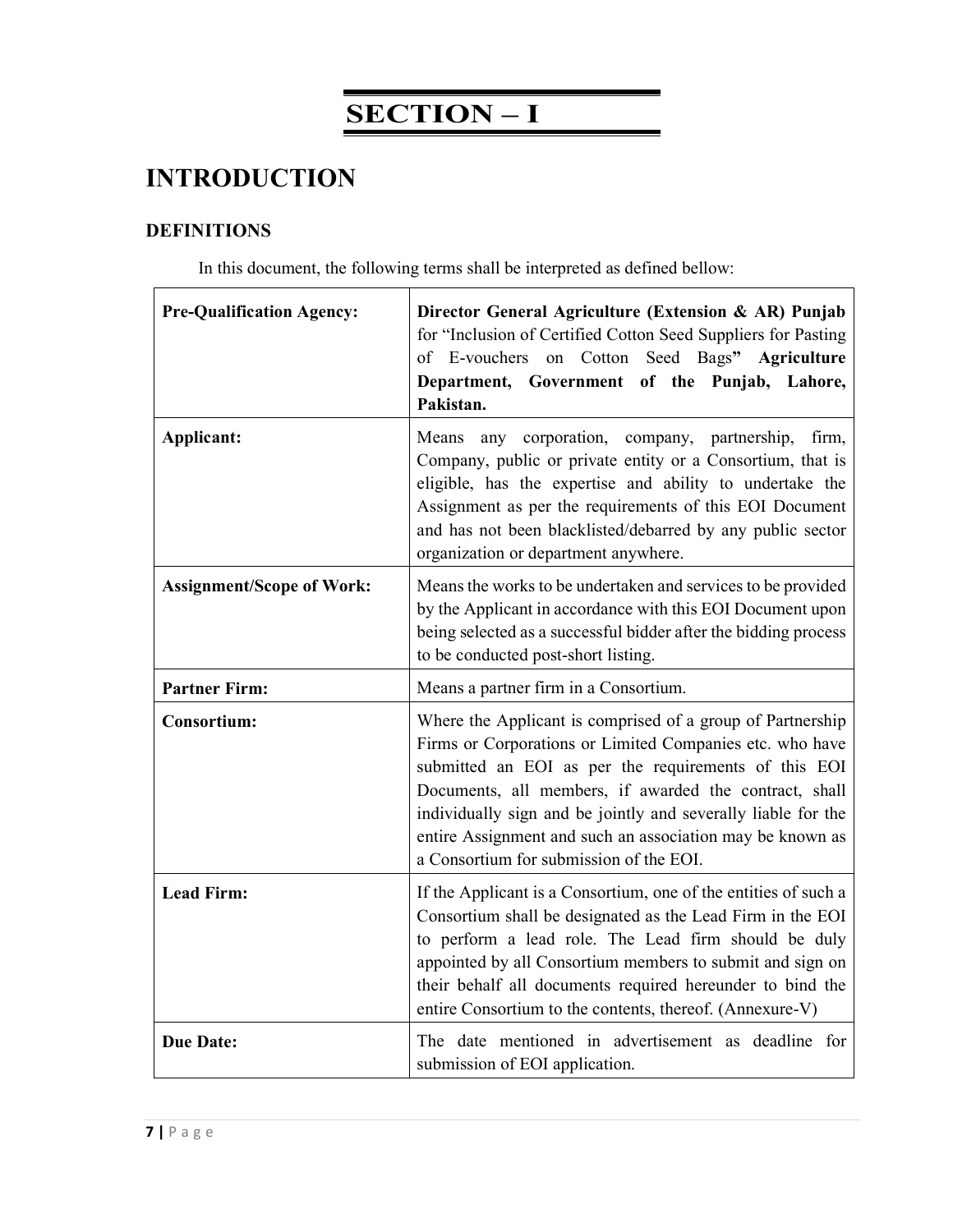# SECTION – I

## INTRODUCTION

### DEFINITIONS

In this document, the following terms shall be interpreted as defined bellow:

| | |
|---|---|
| **Pre-Qualification Agency:** | **Director General Agriculture (Extension & AR) Punjab** for "Inclusion of Certified Cotton Seed Suppliers for Pasting of E-vouchers on Cotton Seed Bags**" Agriculture Department, Government of the Punjab, Lahore, Pakistan.** |
| **Applicant:** | Means any corporation, company, partnership, firm, Company, public or private entity or a Consortium, that is eligible, has the expertise and ability to undertake the Assignment as per the requirements of this EOI Document and has not been blacklisted/debarred by any public sector organization or department anywhere. |
| **Assignment/Scope of Work:** | Means the works to be undertaken and services to be provided by the Applicant in accordance with this EOI Document upon being selected as a successful bidder after the bidding process to be conducted post-short listing. |
| **Partner Firm:** | Means a partner firm in a Consortium. |
| **Consortium:** | Where the Applicant is comprised of a group of Partnership Firms or Corporations or Limited Companies etc. who have submitted an EOI as per the requirements of this EOI Documents, all members, if awarded the contract, shall individually sign and be jointly and severally liable for the entire Assignment and such an association may be known as a Consortium for submission of the EOI. |
| **Lead Firm:** | If the Applicant is a Consortium, one of the entities of such a Consortium shall be designated as the Lead Firm in the EOI to perform a lead role. The Lead firm should be duly appointed by all Consortium members to submit and sign on their behalf all documents required hereunder to bind the entire Consortium to the contents, thereof. (Annexure-V) |
| **Due Date:** | The date mentioned in advertisement as deadline for submission of EOI application. |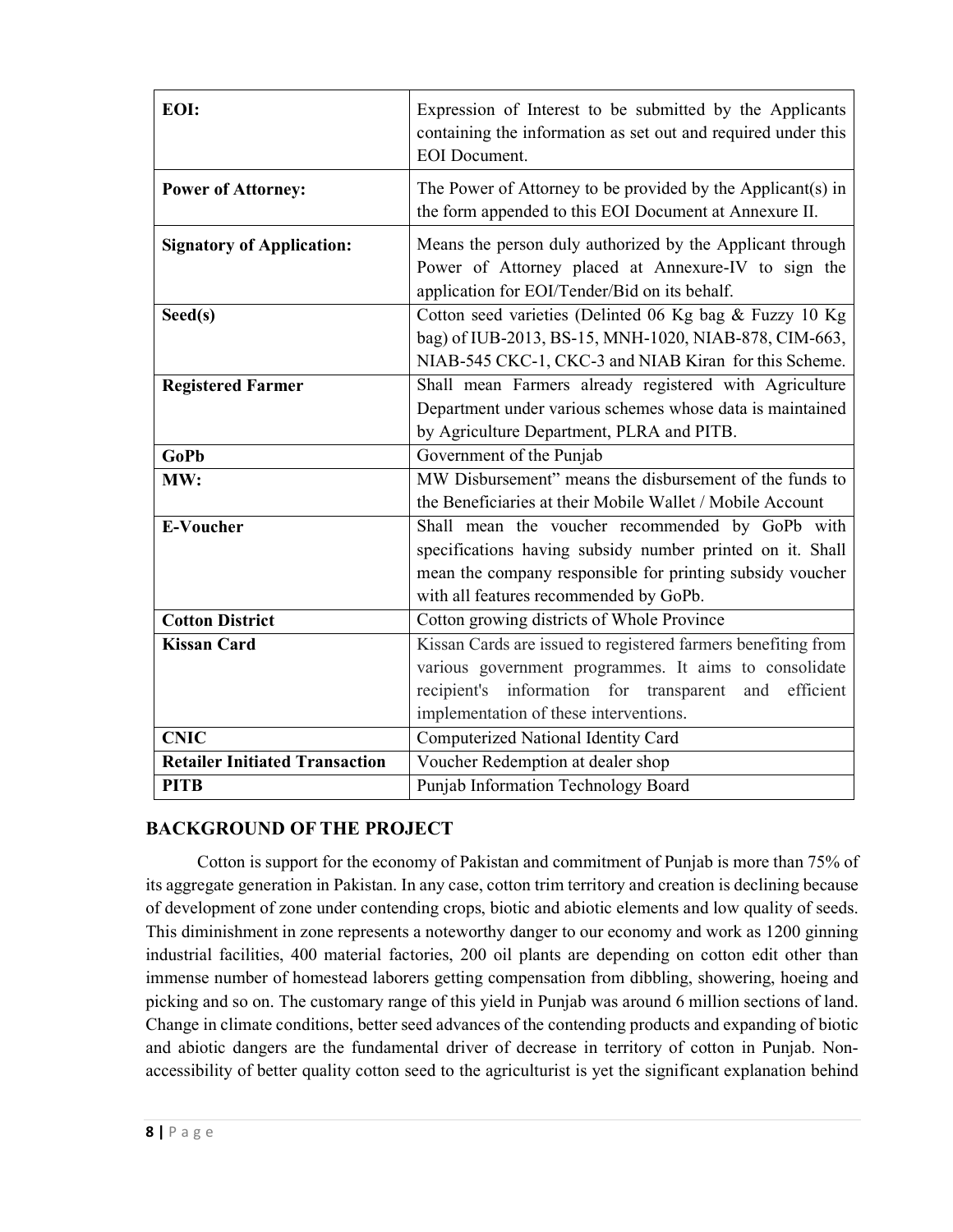| EOI: | Expression of Interest to be submitted by the Applicants containing the information as set out and required under this EOI Document. |
|---|---|
| **Power of Attorney:** | The Power of Attorney to be provided by the Applicant(s) in the form appended to this EOI Document at Annexure II. |
| **Signatory of Application:** | Means the person duly authorized by the Applicant through Power of Attorney placed at Annexure-IV to sign the application for EOI/Tender/Bid on its behalf. |
| **Seed(s)** | Cotton seed varieties (Delinted 06 Kg bag & Fuzzy 10 Kg bag) of IUB-2013, BS-15, MNH-1020, NIAB-878, CIM-663, NIAB-545 CKC-1, CKC-3 and NIAB Kiran for this Scheme. |
| **Registered Farmer** | Shall mean Farmers already registered with Agriculture Department under various schemes whose data is maintained by Agriculture Department, PLRA and PITB. |
| **GoPb** | Government of the Punjab |
| **MW:** | MW Disbursement" means the disbursement of the funds to the Beneficiaries at their Mobile Wallet / Mobile Account |
| **E-Voucher** | Shall mean the voucher recommended by GoPb with specifications having subsidy number printed on it. Shall mean the company responsible for printing subsidy voucher with all features recommended by GoPb. |
| **Cotton District** | Cotton growing districts of Whole Province |
| **Kissan Card** | Kissan Cards are issued to registered farmers benefiting from various government programmes. It aims to consolidate recipient's information for transparent and efficient implementation of these interventions. |
| **CNIC** | Computerized National Identity Card |
| **Retailer Initiated Transaction** | Voucher Redemption at dealer shop |
| **PITB** | Punjab Information Technology Board |

## BACKGROUND OF THE PROJECT

Cotton is support for the economy of Pakistan and commitment of Punjab is more than 75% of its aggregate generation in Pakistan. In any case, cotton trim territory and creation is declining because of development of zone under contending crops, biotic and abiotic elements and low quality of seeds. This diminishment in zone represents a noteworthy danger to our economy and work as 1200 ginning industrial facilities, 400 material factories, 200 oil plants are depending on cotton edit other than immense number of homestead laborers getting compensation from dibbling, showering, hoeing and picking and so on. The customary range of this yield in Punjab was around 6 million sections of land. Change in climate conditions, better seed advances of the contending products and expanding of biotic and abiotic dangers are the fundamental driver of decrease in territory of cotton in Punjab. Non-accessibility of better quality cotton seed to the agriculturist is yet the significant explanation behind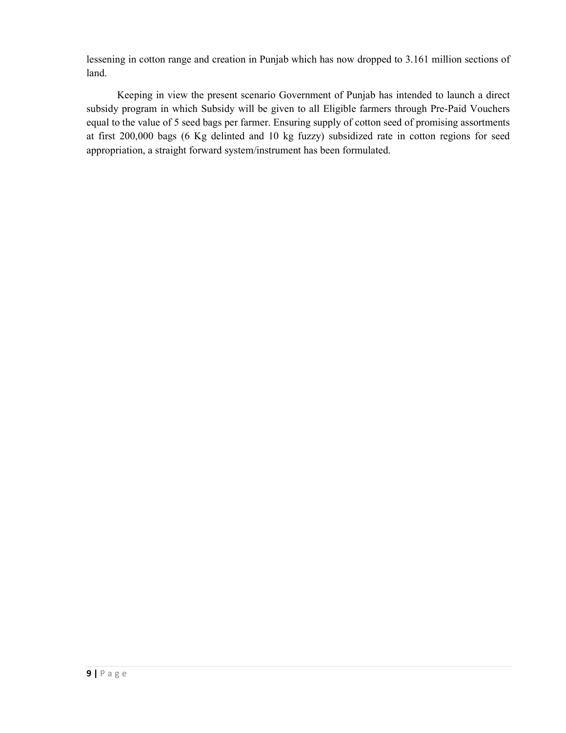lessening in cotton range and creation in Punjab which has now dropped to 3.161 million sections of land.

Keeping in view the present scenario Government of Punjab has intended to launch a direct subsidy program in which Subsidy will be given to all Eligible farmers through Pre-Paid Vouchers equal to the value of 5 seed bags per farmer. Ensuring supply of cotton seed of promising assortments at first 200,000 bags (6 Kg delinted and 10 kg fuzzy) subsidized rate in cotton regions for seed appropriation, a straight forward system/instrument has been formulated.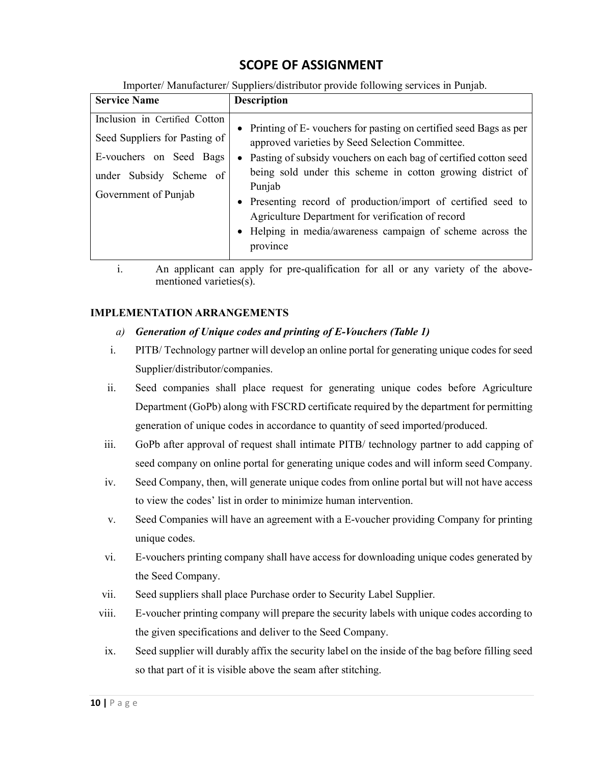# SCOPE OF ASSIGNMENT

Importer/ Manufacturer/ Suppliers/distributor provide following services in Punjab.

| Service Name | Description |
|---|---|
| Inclusion in Certified Cotton Seed Suppliers for Pasting of E-vouchers on Seed Bags under Subsidy Scheme of Government of Punjab | • Printing of E- vouchers for pasting on certified seed Bags as per approved varieties by Seed Selection Committee.<br>• Pasting of subsidy vouchers on each bag of certified cotton seed being sold under this scheme in cotton growing district of Punjab<br>• Presenting record of production/import of certified seed to Agriculture Department for verification of record<br>• Helping in media/awareness campaign of scheme across the province |

i. An applicant can apply for pre-qualification for all or any variety of the above-mentioned varieties(s).

**IMPLEMENTATION ARRANGEMENTS**

a) ***Generation of Unique codes and printing of E-Vouchers (Table 1)***

i. PITB/ Technology partner will develop an online portal for generating unique codes for seed Supplier/distributor/companies.

ii. Seed companies shall place request for generating unique codes before Agriculture Department (GoPb) along with FSCRD certificate required by the department for permitting generation of unique codes in accordance to quantity of seed imported/produced.

iii. GoPb after approval of request shall intimate PITB/ technology partner to add capping of seed company on online portal for generating unique codes and will inform seed Company.

iv. Seed Company, then, will generate unique codes from online portal but will not have access to view the codes' list in order to minimize human intervention.

v. Seed Companies will have an agreement with a E-voucher providing Company for printing unique codes.

vi. E-vouchers printing company shall have access for downloading unique codes generated by the Seed Company.

vii. Seed suppliers shall place Purchase order to Security Label Supplier.

viii. E-voucher printing company will prepare the security labels with unique codes according to the given specifications and deliver to the Seed Company.

ix. Seed supplier will durably affix the security label on the inside of the bag before filling seed so that part of it is visible above the seam after stitching.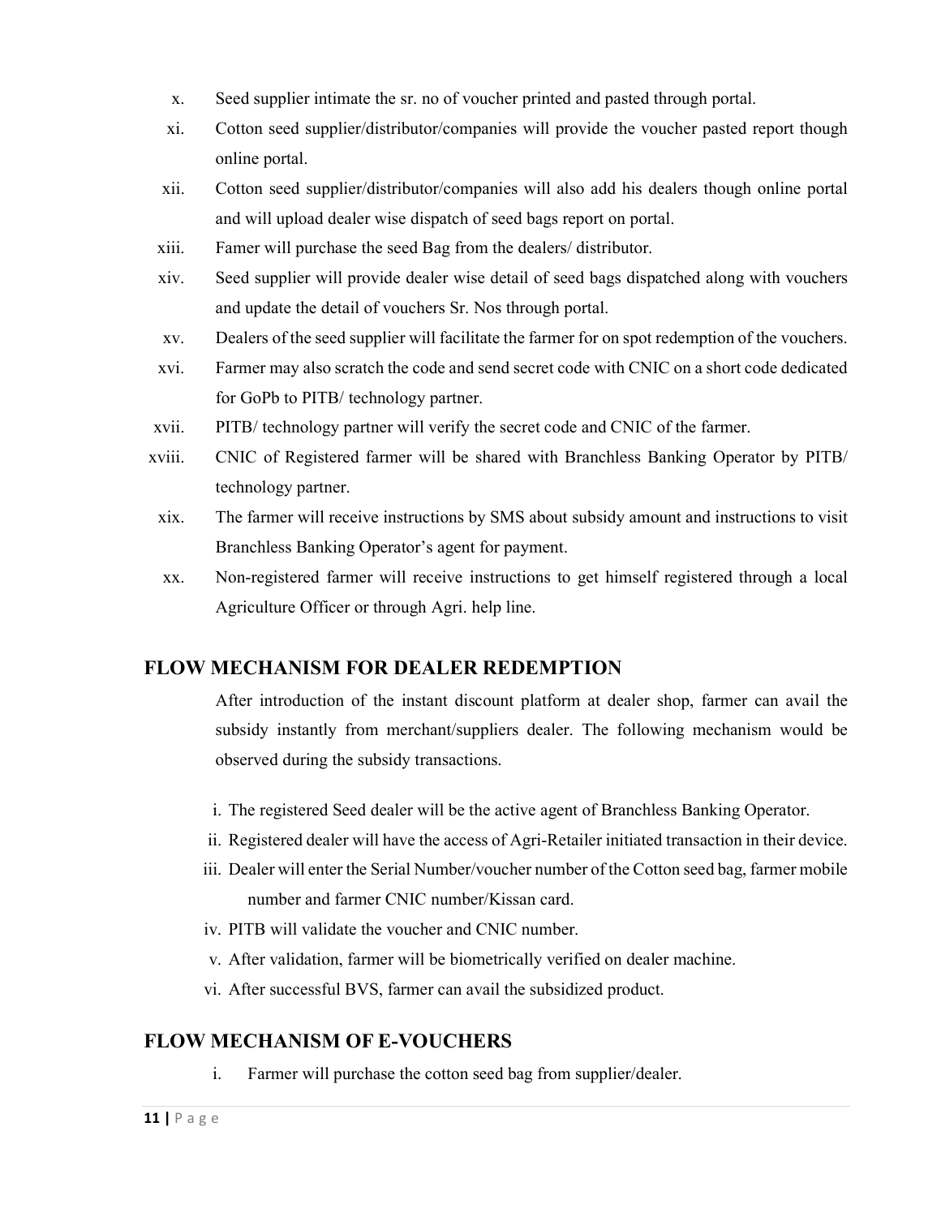x. Seed supplier intimate the sr. no of voucher printed and pasted through portal.

xi. Cotton seed supplier/distributor/companies will provide the voucher pasted report though online portal.

xii. Cotton seed supplier/distributor/companies will also add his dealers though online portal and will upload dealer wise dispatch of seed bags report on portal.

xiii. Famer will purchase the seed Bag from the dealers/ distributor.

xiv. Seed supplier will provide dealer wise detail of seed bags dispatched along with vouchers and update the detail of vouchers Sr. Nos through portal.

xv. Dealers of the seed supplier will facilitate the farmer for on spot redemption of the vouchers.

xvi. Farmer may also scratch the code and send secret code with CNIC on a short code dedicated for GoPb to PITB/ technology partner.

xvii. PITB/ technology partner will verify the secret code and CNIC of the farmer.

xviii. CNIC of Registered farmer will be shared with Branchless Banking Operator by PITB/ technology partner.

xix. The farmer will receive instructions by SMS about subsidy amount and instructions to visit Branchless Banking Operator's agent for payment.

xx. Non-registered farmer will receive instructions to get himself registered through a local Agriculture Officer or through Agri. help line.

## FLOW MECHANISM FOR DEALER REDEMPTION

After introduction of the instant discount platform at dealer shop, farmer can avail the subsidy instantly from merchant/suppliers dealer. The following mechanism would be observed during the subsidy transactions.

i. The registered Seed dealer will be the active agent of Branchless Banking Operator.

ii. Registered dealer will have the access of Agri-Retailer initiated transaction in their device.

iii. Dealer will enter the Serial Number/voucher number of the Cotton seed bag, farmer mobile number and farmer CNIC number/Kissan card.

iv. PITB will validate the voucher and CNIC number.

v. After validation, farmer will be biometrically verified on dealer machine.

vi. After successful BVS, farmer can avail the subsidized product.

## FLOW MECHANISM OF E-VOUCHERS

i. Farmer will purchase the cotton seed bag from supplier/dealer.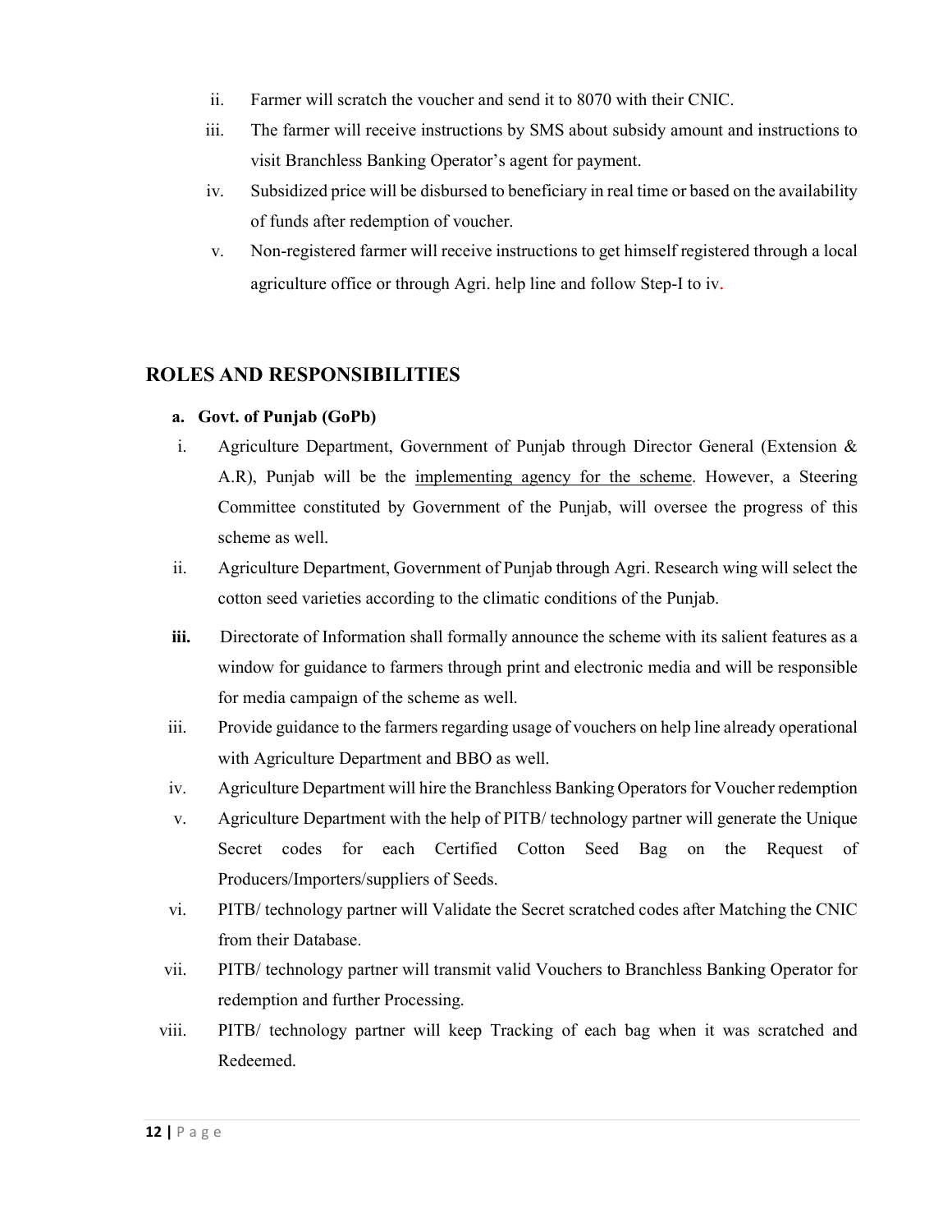ii. Farmer will scratch the voucher and send it to 8070 with their CNIC.

iii. The farmer will receive instructions by SMS about subsidy amount and instructions to visit Branchless Banking Operator's agent for payment.

iv. Subsidized price will be disbursed to beneficiary in real time or based on the availability of funds after redemption of voucher.

v. Non-registered farmer will receive instructions to get himself registered through a local agriculture office or through Agri. help line and follow Step-I to iv.

## ROLES AND RESPONSIBILITIES

**a. Govt. of Punjab (GoPb)**

i. Agriculture Department, Government of Punjab through Director General (Extension & A.R), Punjab will be the <u>implementing agency for the scheme</u>. However, a Steering Committee constituted by Government of the Punjab, will oversee the progress of this scheme as well.

ii. Agriculture Department, Government of Punjab through Agri. Research wing will select the cotton seed varieties according to the climatic conditions of the Punjab.

**iii.** Directorate of Information shall formally announce the scheme with its salient features as a window for guidance to farmers through print and electronic media and will be responsible for media campaign of the scheme as well.

iii. Provide guidance to the farmers regarding usage of vouchers on help line already operational with Agriculture Department and BBO as well.

iv. Agriculture Department will hire the Branchless Banking Operators for Voucher redemption

v. Agriculture Department with the help of PITB/ technology partner will generate the Unique Secret codes for each Certified Cotton Seed Bag on the Request of Producers/Importers/suppliers of Seeds.

vi. PITB/ technology partner will Validate the Secret scratched codes after Matching the CNIC from their Database.

vii. PITB/ technology partner will transmit valid Vouchers to Branchless Banking Operator for redemption and further Processing.

viii. PITB/ technology partner will keep Tracking of each bag when it was scratched and Redeemed.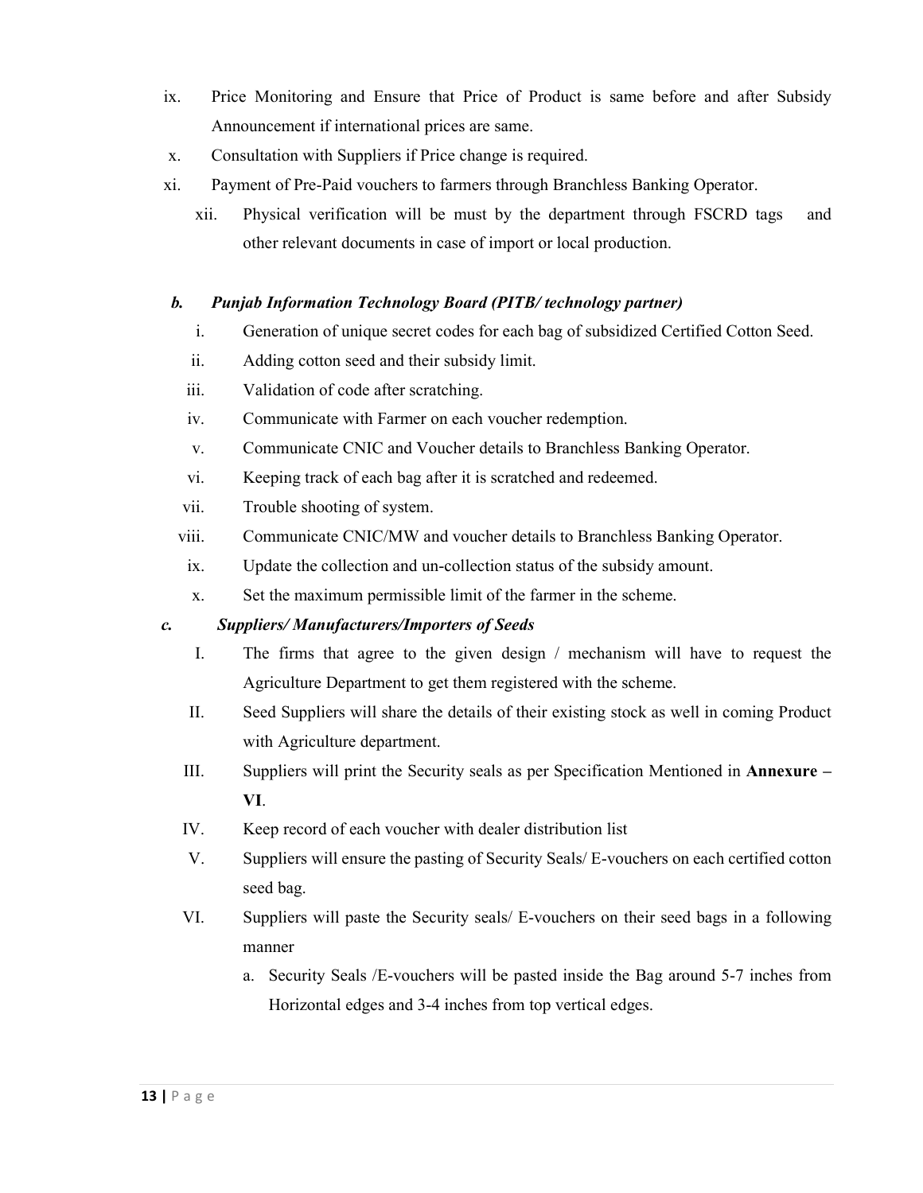ix. Price Monitoring and Ensure that Price of Product is same before and after Subsidy Announcement if international prices are same.

x. Consultation with Suppliers if Price change is required.

xi. Payment of Pre-Paid vouchers to farmers through Branchless Banking Operator.

xii. Physical verification will be must by the department through FSCRD tags and other relevant documents in case of import or local production.

***b. Punjab Information Technology Board (PITB/ technology partner)***

i. Generation of unique secret codes for each bag of subsidized Certified Cotton Seed.

ii. Adding cotton seed and their subsidy limit.

iii. Validation of code after scratching.

iv. Communicate with Farmer on each voucher redemption.

v. Communicate CNIC and Voucher details to Branchless Banking Operator.

vi. Keeping track of each bag after it is scratched and redeemed.

vii. Trouble shooting of system.

viii. Communicate CNIC/MW and voucher details to Branchless Banking Operator.

ix. Update the collection and un-collection status of the subsidy amount.

x. Set the maximum permissible limit of the farmer in the scheme.

***c. Suppliers/ Manufacturers/Importers of Seeds***

I. The firms that agree to the given design / mechanism will have to request the Agriculture Department to get them registered with the scheme.

II. Seed Suppliers will share the details of their existing stock as well in coming Product with Agriculture department.

III. Suppliers will print the Security seals as per Specification Mentioned in **Annexure – VI**.

IV. Keep record of each voucher with dealer distribution list

V. Suppliers will ensure the pasting of Security Seals/ E-vouchers on each certified cotton seed bag.

VI. Suppliers will paste the Security seals/ E-vouchers on their seed bags in a following manner

   a. Security Seals /E-vouchers will be pasted inside the Bag around 5-7 inches from Horizontal edges and 3-4 inches from top vertical edges.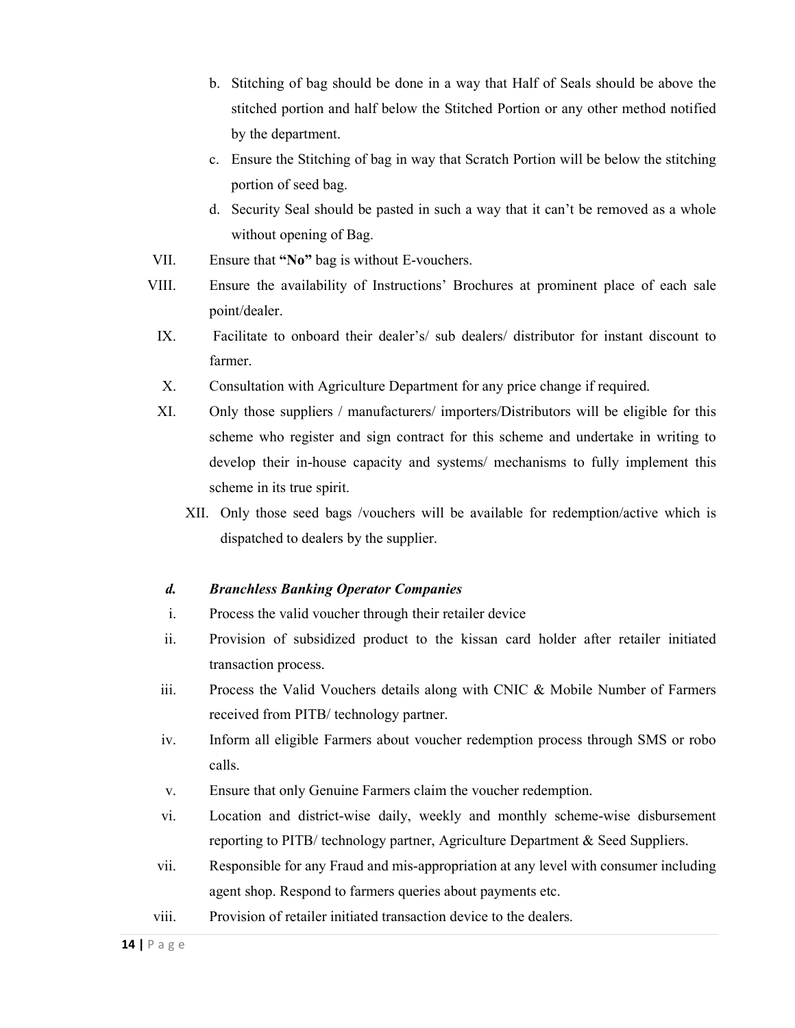b. Stitching of bag should be done in a way that Half of Seals should be above the stitched portion and half below the Stitched Portion or any other method notified by the department.

c. Ensure the Stitching of bag in way that Scratch Portion will be below the stitching portion of seed bag.

d. Security Seal should be pasted in such a way that it can't be removed as a whole without opening of Bag.

VII. Ensure that **"No"** bag is without E-vouchers.

VIII. Ensure the availability of Instructions' Brochures at prominent place of each sale point/dealer.

IX. Facilitate to onboard their dealer's/ sub dealers/ distributor for instant discount to farmer.

X. Consultation with Agriculture Department for any price change if required.

XI. Only those suppliers / manufacturers/ importers/Distributors will be eligible for this scheme who register and sign contract for this scheme and undertake in writing to develop their in-house capacity and systems/ mechanisms to fully implement this scheme in its true spirit.

XII. Only those seed bags /vouchers will be available for redemption/active which is dispatched to dealers by the supplier.

***d. Branchless Banking Operator Companies***

i. Process the valid voucher through their retailer device

ii. Provision of subsidized product to the kissan card holder after retailer initiated transaction process.

iii. Process the Valid Vouchers details along with CNIC & Mobile Number of Farmers received from PITB/ technology partner.

iv. Inform all eligible Farmers about voucher redemption process through SMS or robo calls.

v. Ensure that only Genuine Farmers claim the voucher redemption.

vi. Location and district-wise daily, weekly and monthly scheme-wise disbursement reporting to PITB/ technology partner, Agriculture Department & Seed Suppliers.

vii. Responsible for any Fraud and mis-appropriation at any level with consumer including agent shop. Respond to farmers queries about payments etc.

viii. Provision of retailer initiated transaction device to the dealers.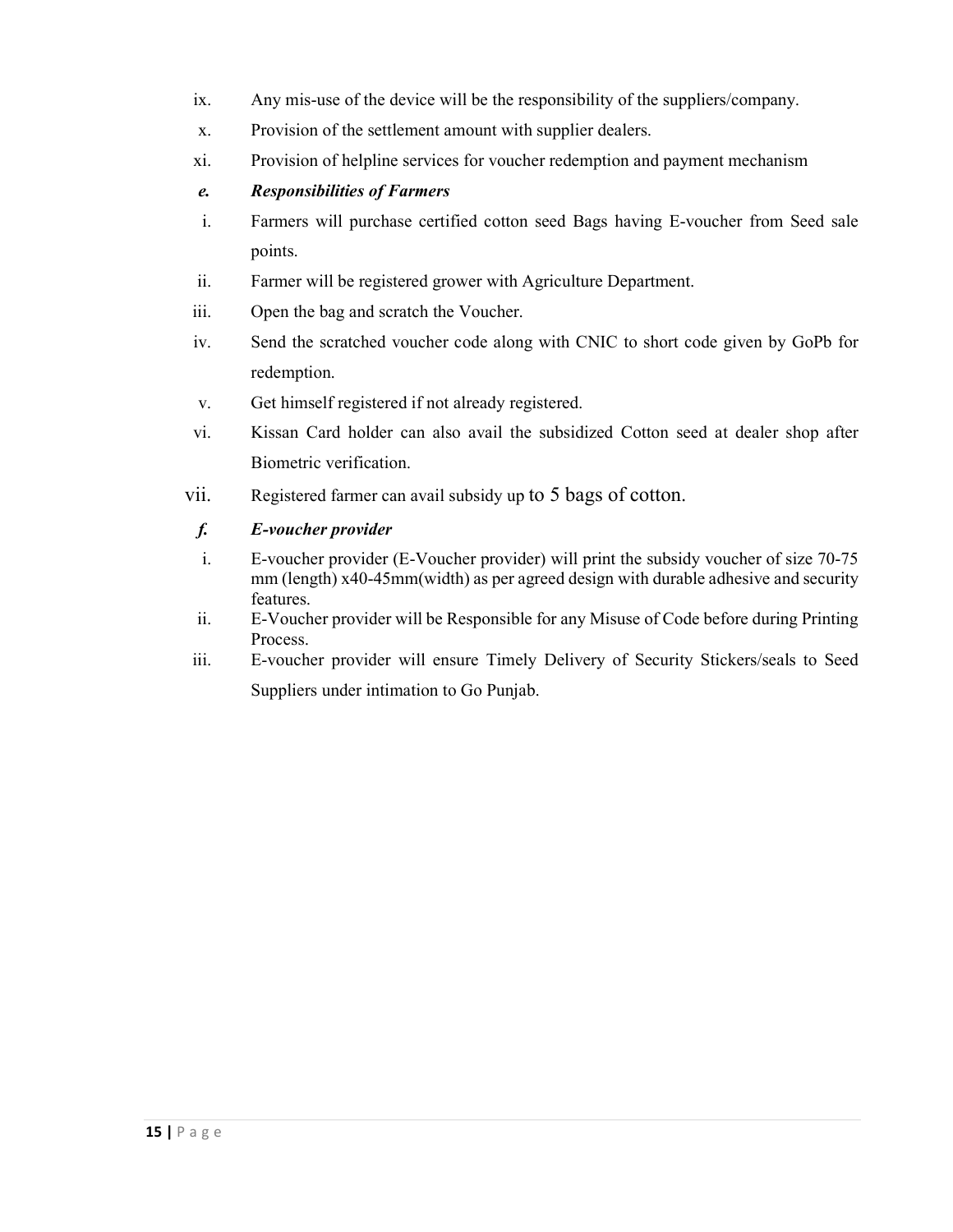ix. Any mis-use of the device will be the responsibility of the suppliers/company.

x. Provision of the settlement amount with supplier dealers.

xi. Provision of helpline services for voucher redemption and payment mechanism

***e. Responsibilities of Farmers***

i. Farmers will purchase certified cotton seed Bags having E-voucher from Seed sale points.

ii. Farmer will be registered grower with Agriculture Department.

iii. Open the bag and scratch the Voucher.

iv. Send the scratched voucher code along with CNIC to short code given by GoPb for redemption.

v. Get himself registered if not already registered.

vi. Kissan Card holder can also avail the subsidized Cotton seed at dealer shop after Biometric verification.

vii. Registered farmer can avail subsidy up to 5 bags of cotton.

***f. E-voucher provider***

i. E-voucher provider (E-Voucher provider) will print the subsidy voucher of size 70-75 mm (length) x40-45mm(width) as per agreed design with durable adhesive and security features.

ii. E-Voucher provider will be Responsible for any Misuse of Code before during Printing Process.

iii. E-voucher provider will ensure Timely Delivery of Security Stickers/seals to Seed Suppliers under intimation to Go Punjab.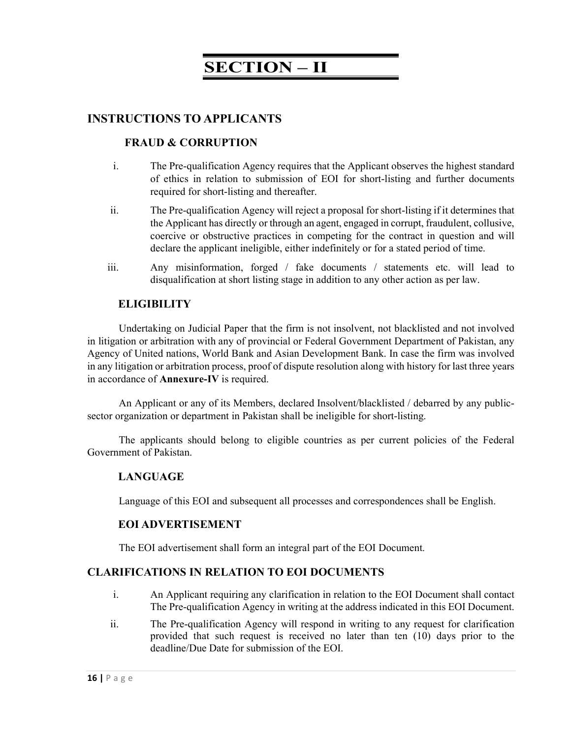# SECTION – II

## INSTRUCTIONS TO APPLICANTS

### FRAUD & CORRUPTION

i. The Pre-qualification Agency requires that the Applicant observes the highest standard of ethics in relation to submission of EOI for short-listing and further documents required for short-listing and thereafter.

ii. The Pre-qualification Agency will reject a proposal for short-listing if it determines that the Applicant has directly or through an agent, engaged in corrupt, fraudulent, collusive, coercive or obstructive practices in competing for the contract in question and will declare the applicant ineligible, either indefinitely or for a stated period of time.

iii. Any misinformation, forged / fake documents / statements etc. will lead to disqualification at short listing stage in addition to any other action as per law.

### ELIGIBILITY

Undertaking on Judicial Paper that the firm is not insolvent, not blacklisted and not involved in litigation or arbitration with any of provincial or Federal Government Department of Pakistan, any Agency of United nations, World Bank and Asian Development Bank. In case the firm was involved in any litigation or arbitration process, proof of dispute resolution along with history for last three years in accordance of **Annexure-IV** is required.

An Applicant or any of its Members, declared Insolvent/blacklisted / debarred by any public-sector organization or department in Pakistan shall be ineligible for short-listing.

The applicants should belong to eligible countries as per current policies of the Federal Government of Pakistan.

### LANGUAGE

Language of this EOI and subsequent all processes and correspondences shall be English.

### EOI ADVERTISEMENT

The EOI advertisement shall form an integral part of the EOI Document.

## CLARIFICATIONS IN RELATION TO EOI DOCUMENTS

i. An Applicant requiring any clarification in relation to the EOI Document shall contact The Pre-qualification Agency in writing at the address indicated in this EOI Document.

ii. The Pre-qualification Agency will respond in writing to any request for clarification provided that such request is received no later than ten (10) days prior to the deadline/Due Date for submission of the EOI.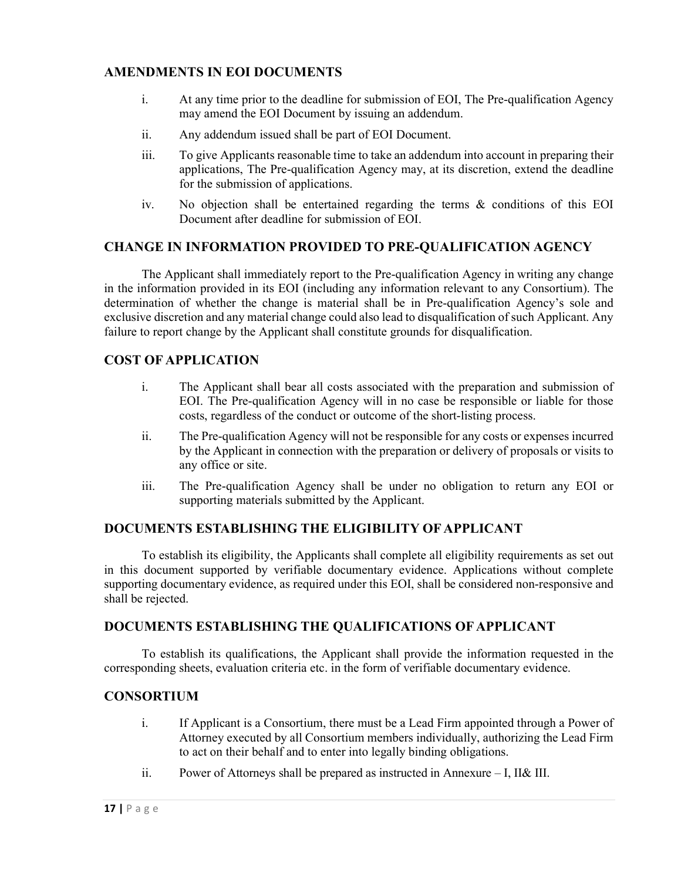## AMENDMENTS IN EOI DOCUMENTS

i. At any time prior to the deadline for submission of EOI, The Pre-qualification Agency may amend the EOI Document by issuing an addendum.

ii. Any addendum issued shall be part of EOI Document.

iii. To give Applicants reasonable time to take an addendum into account in preparing their applications, The Pre-qualification Agency may, at its discretion, extend the deadline for the submission of applications.

iv. No objection shall be entertained regarding the terms & conditions of this EOI Document after deadline for submission of EOI.

## CHANGE IN INFORMATION PROVIDED TO PRE-QUALIFICATION AGENCY

The Applicant shall immediately report to the Pre-qualification Agency in writing any change in the information provided in its EOI (including any information relevant to any Consortium). The determination of whether the change is material shall be in Pre-qualification Agency's sole and exclusive discretion and any material change could also lead to disqualification of such Applicant. Any failure to report change by the Applicant shall constitute grounds for disqualification.

## COST OF APPLICATION

i. The Applicant shall bear all costs associated with the preparation and submission of EOI. The Pre-qualification Agency will in no case be responsible or liable for those costs, regardless of the conduct or outcome of the short-listing process.

ii. The Pre-qualification Agency will not be responsible for any costs or expenses incurred by the Applicant in connection with the preparation or delivery of proposals or visits to any office or site.

iii. The Pre-qualification Agency shall be under no obligation to return any EOI or supporting materials submitted by the Applicant.

## DOCUMENTS ESTABLISHING THE ELIGIBILITY OF APPLICANT

To establish its eligibility, the Applicants shall complete all eligibility requirements as set out in this document supported by verifiable documentary evidence. Applications without complete supporting documentary evidence, as required under this EOI, shall be considered non-responsive and shall be rejected.

## DOCUMENTS ESTABLISHING THE QUALIFICATIONS OF APPLICANT

To establish its qualifications, the Applicant shall provide the information requested in the corresponding sheets, evaluation criteria etc. in the form of verifiable documentary evidence.

## CONSORTIUM

i. If Applicant is a Consortium, there must be a Lead Firm appointed through a Power of Attorney executed by all Consortium members individually, authorizing the Lead Firm to act on their behalf and to enter into legally binding obligations.

ii. Power of Attorneys shall be prepared as instructed in Annexure – I, II& III.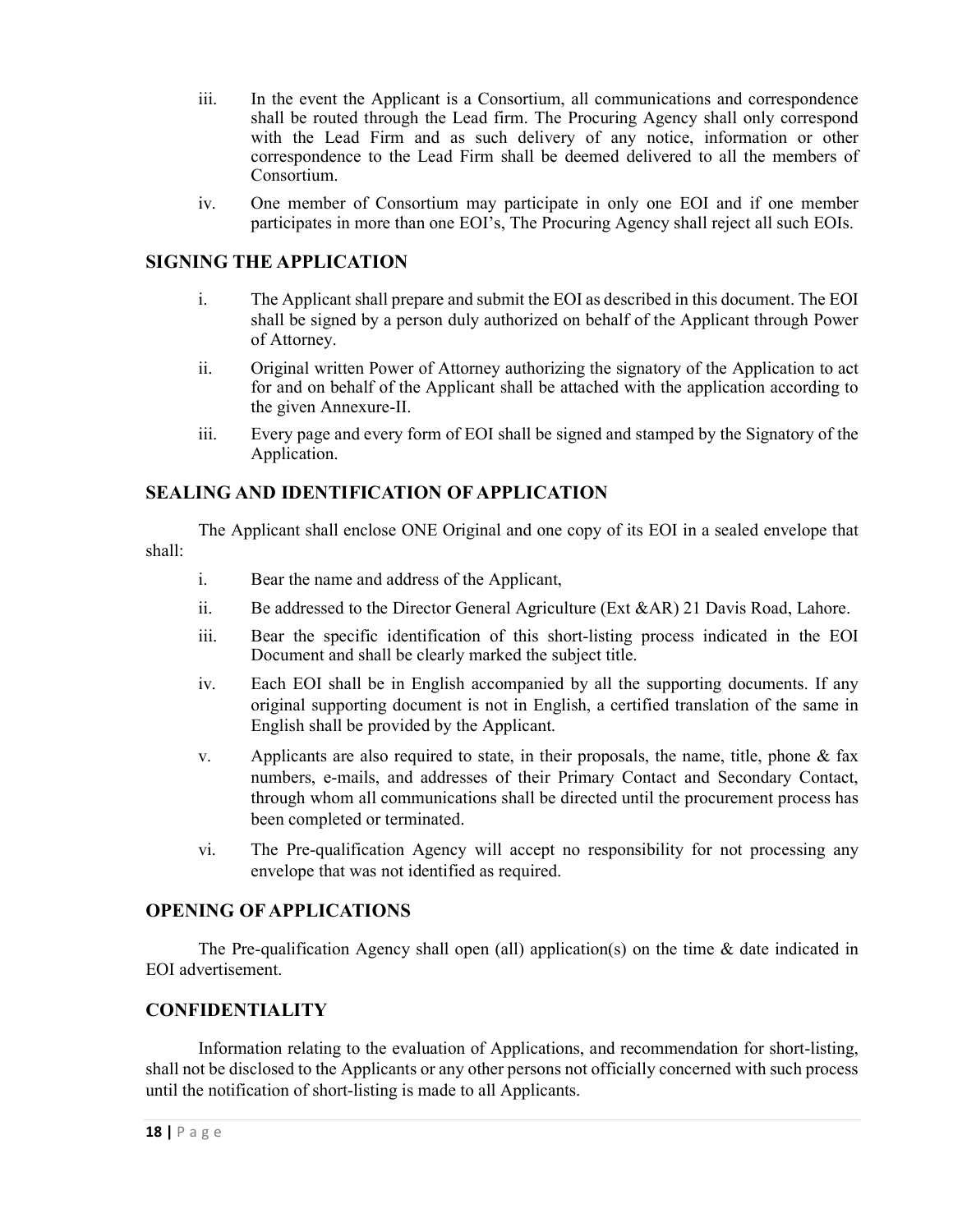iii. In the event the Applicant is a Consortium, all communications and correspondence shall be routed through the Lead firm. The Procuring Agency shall only correspond with the Lead Firm and as such delivery of any notice, information or other correspondence to the Lead Firm shall be deemed delivered to all the members of Consortium.

iv. One member of Consortium may participate in only one EOI and if one member participates in more than one EOI's, The Procuring Agency shall reject all such EOIs.

## SIGNING THE APPLICATION

i. The Applicant shall prepare and submit the EOI as described in this document. The EOI shall be signed by a person duly authorized on behalf of the Applicant through Power of Attorney.

ii. Original written Power of Attorney authorizing the signatory of the Application to act for and on behalf of the Applicant shall be attached with the application according to the given Annexure-II.

iii. Every page and every form of EOI shall be signed and stamped by the Signatory of the Application.

## SEALING AND IDENTIFICATION OF APPLICATION

The Applicant shall enclose ONE Original and one copy of its EOI in a sealed envelope that shall:

i. Bear the name and address of the Applicant,

ii. Be addressed to the Director General Agriculture (Ext &AR) 21 Davis Road, Lahore.

iii. Bear the specific identification of this short-listing process indicated in the EOI Document and shall be clearly marked the subject title.

iv. Each EOI shall be in English accompanied by all the supporting documents. If any original supporting document is not in English, a certified translation of the same in English shall be provided by the Applicant.

v. Applicants are also required to state, in their proposals, the name, title, phone & fax numbers, e-mails, and addresses of their Primary Contact and Secondary Contact, through whom all communications shall be directed until the procurement process has been completed or terminated.

vi. The Pre-qualification Agency will accept no responsibility for not processing any envelope that was not identified as required.

## OPENING OF APPLICATIONS

The Pre-qualification Agency shall open (all) application(s) on the time & date indicated in EOI advertisement.

## CONFIDENTIALITY

Information relating to the evaluation of Applications, and recommendation for short-listing, shall not be disclosed to the Applicants or any other persons not officially concerned with such process until the notification of short-listing is made to all Applicants.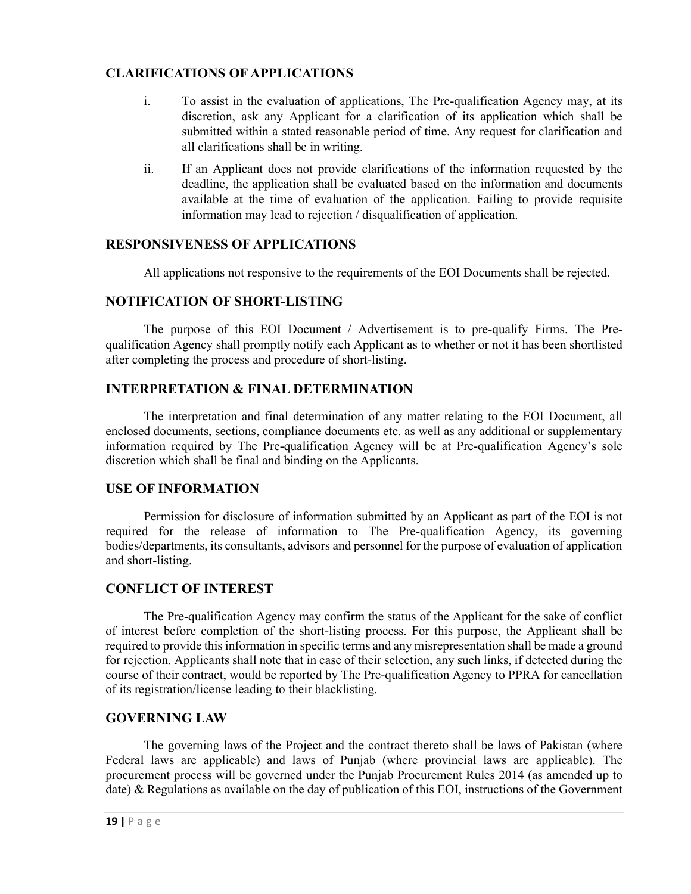## CLARIFICATIONS OF APPLICATIONS

i. To assist in the evaluation of applications, The Pre-qualification Agency may, at its discretion, ask any Applicant for a clarification of its application which shall be submitted within a stated reasonable period of time. Any request for clarification and all clarifications shall be in writing.

ii. If an Applicant does not provide clarifications of the information requested by the deadline, the application shall be evaluated based on the information and documents available at the time of evaluation of the application. Failing to provide requisite information may lead to rejection / disqualification of application.

## RESPONSIVENESS OF APPLICATIONS

All applications not responsive to the requirements of the EOI Documents shall be rejected.

## NOTIFICATION OF SHORT-LISTING

The purpose of this EOI Document / Advertisement is to pre-qualify Firms. The Pre-qualification Agency shall promptly notify each Applicant as to whether or not it has been shortlisted after completing the process and procedure of short-listing.

## INTERPRETATION & FINAL DETERMINATION

The interpretation and final determination of any matter relating to the EOI Document, all enclosed documents, sections, compliance documents etc. as well as any additional or supplementary information required by The Pre-qualification Agency will be at Pre-qualification Agency's sole discretion which shall be final and binding on the Applicants.

## USE OF INFORMATION

Permission for disclosure of information submitted by an Applicant as part of the EOI is not required for the release of information to The Pre-qualification Agency, its governing bodies/departments, its consultants, advisors and personnel for the purpose of evaluation of application and short-listing.

## CONFLICT OF INTEREST

The Pre-qualification Agency may confirm the status of the Applicant for the sake of conflict of interest before completion of the short-listing process. For this purpose, the Applicant shall be required to provide this information in specific terms and any misrepresentation shall be made a ground for rejection. Applicants shall note that in case of their selection, any such links, if detected during the course of their contract, would be reported by The Pre-qualification Agency to PPRA for cancellation of its registration/license leading to their blacklisting.

## GOVERNING LAW

The governing laws of the Project and the contract thereto shall be laws of Pakistan (where Federal laws are applicable) and laws of Punjab (where provincial laws are applicable). The procurement process will be governed under the Punjab Procurement Rules 2014 (as amended up to date) & Regulations as available on the day of publication of this EOI, instructions of the Government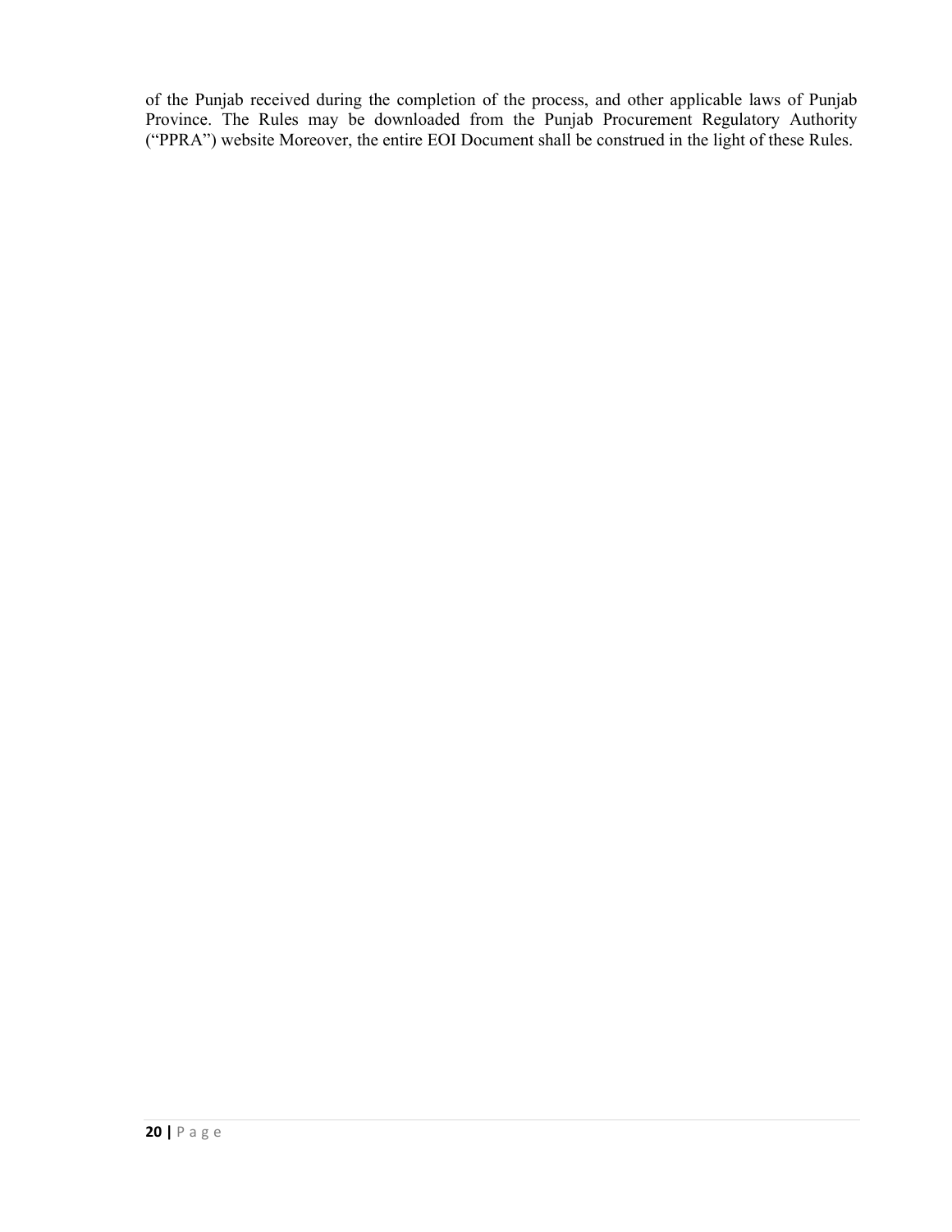of the Punjab received during the completion of the process, and other applicable laws of Punjab Province. The Rules may be downloaded from the Punjab Procurement Regulatory Authority ("PPRA") website Moreover, the entire EOI Document shall be construed in the light of these Rules.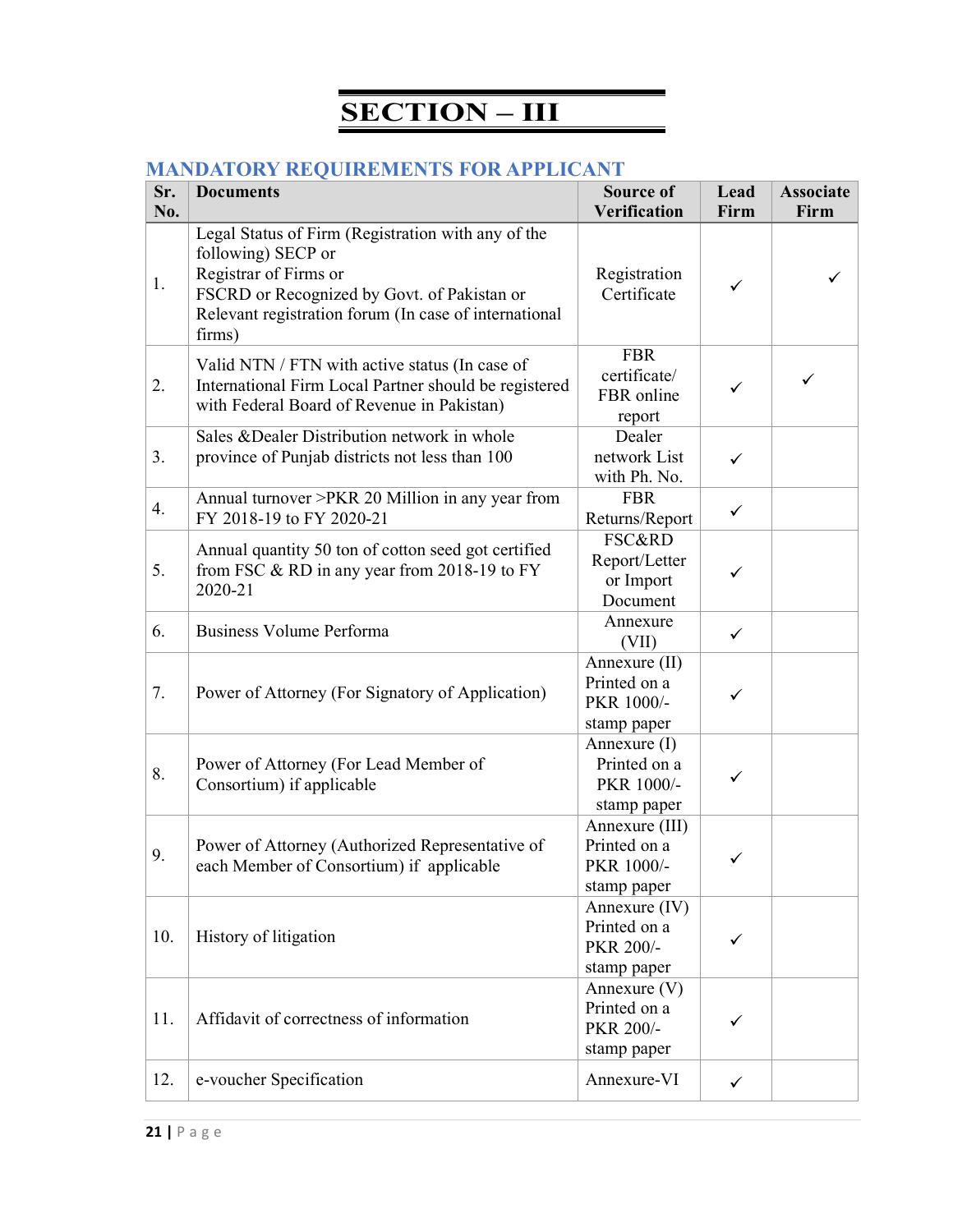# SECTION – III

## MANDATORY REQUIREMENTS FOR APPLICANT

| Sr. No. | Documents | Source of Verification | Lead Firm | Associate Firm |
|---|---|---|---|---|
| 1. | Legal Status of Firm (Registration with any of the following) SECP or Registrar of Firms or FSCRD or Recognized by Govt. of Pakistan or Relevant registration forum (In case of international firms) | Registration Certificate | ✓ | ✓ |
| 2. | Valid NTN / FTN with active status (In case of International Firm Local Partner should be registered with Federal Board of Revenue in Pakistan) | FBR certificate/ FBR online report | ✓ | ✓ |
| 3. | Sales &Dealer Distribution network in whole province of Punjab districts not less than 100 | Dealer network List with Ph. No. | ✓ | |
| 4. | Annual turnover >PKR 20 Million in any year from FY 2018-19 to FY 2020-21 | FBR Returns/Report | ✓ | |
| 5. | Annual quantity 50 ton of cotton seed got certified from FSC & RD in any year from 2018-19 to FY 2020-21 | FSC&RD Report/Letter or Import Document | ✓ | |
| 6. | Business Volume Performa | Annexure (VII) | ✓ | |
| 7. | Power of Attorney (For Signatory of Application) | Annexure (II) Printed on a PKR 1000/- stamp paper | ✓ | |
| 8. | Power of Attorney (For Lead Member of Consortium) if applicable | Annexure (I) Printed on a PKR 1000/- stamp paper | ✓ | |
| 9. | Power of Attorney (Authorized Representative of each Member of Consortium) if applicable | Annexure (III) Printed on a PKR 1000/- stamp paper | ✓ | |
| 10. | History of litigation | Annexure (IV) Printed on a PKR 200/- stamp paper | ✓ | |
| 11. | Affidavit of correctness of information | Annexure (V) Printed on a PKR 200/- stamp paper | ✓ | |
| 12. | e-voucher Specification | Annexure-VI | ✓ | |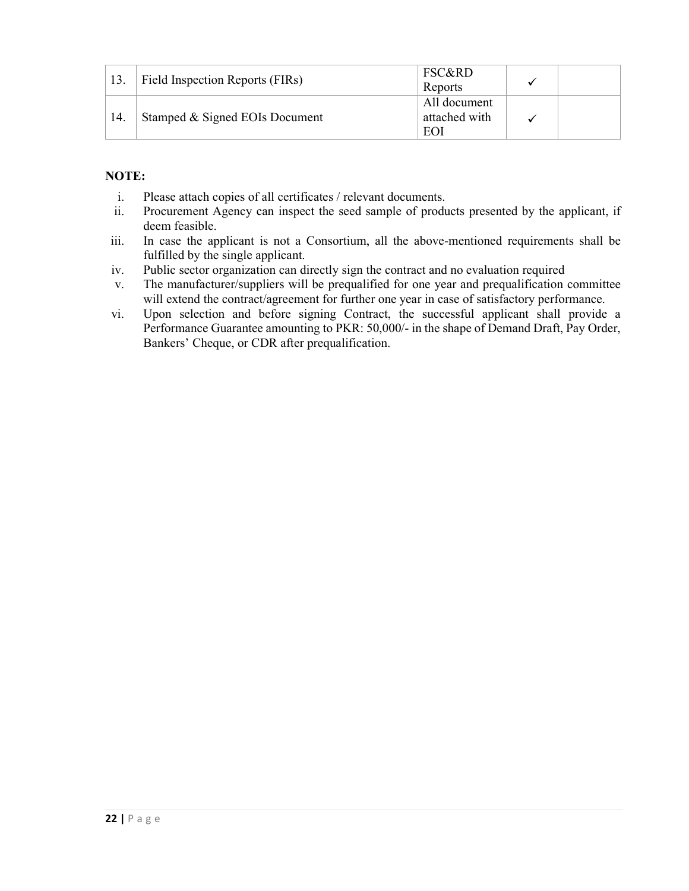| | | | | |
|---|---|---|---|---|
| 13. | Field Inspection Reports (FIRs) | FSC&RD Reports | ✓ | |
| 14. | Stamped & Signed EOIs Document | All document attached with EOI | ✓ | |

**NOTE:**

i. Please attach copies of all certificates / relevant documents.
ii. Procurement Agency can inspect the seed sample of products presented by the applicant, if deem feasible.
iii. In case the applicant is not a Consortium, all the above-mentioned requirements shall be fulfilled by the single applicant.
iv. Public sector organization can directly sign the contract and no evaluation required
v. The manufacturer/suppliers will be prequalified for one year and prequalification committee will extend the contract/agreement for further one year in case of satisfactory performance.
vi. Upon selection and before signing Contract, the successful applicant shall provide a Performance Guarantee amounting to PKR: 50,000/- in the shape of Demand Draft, Pay Order, Bankers' Cheque, or CDR after prequalification.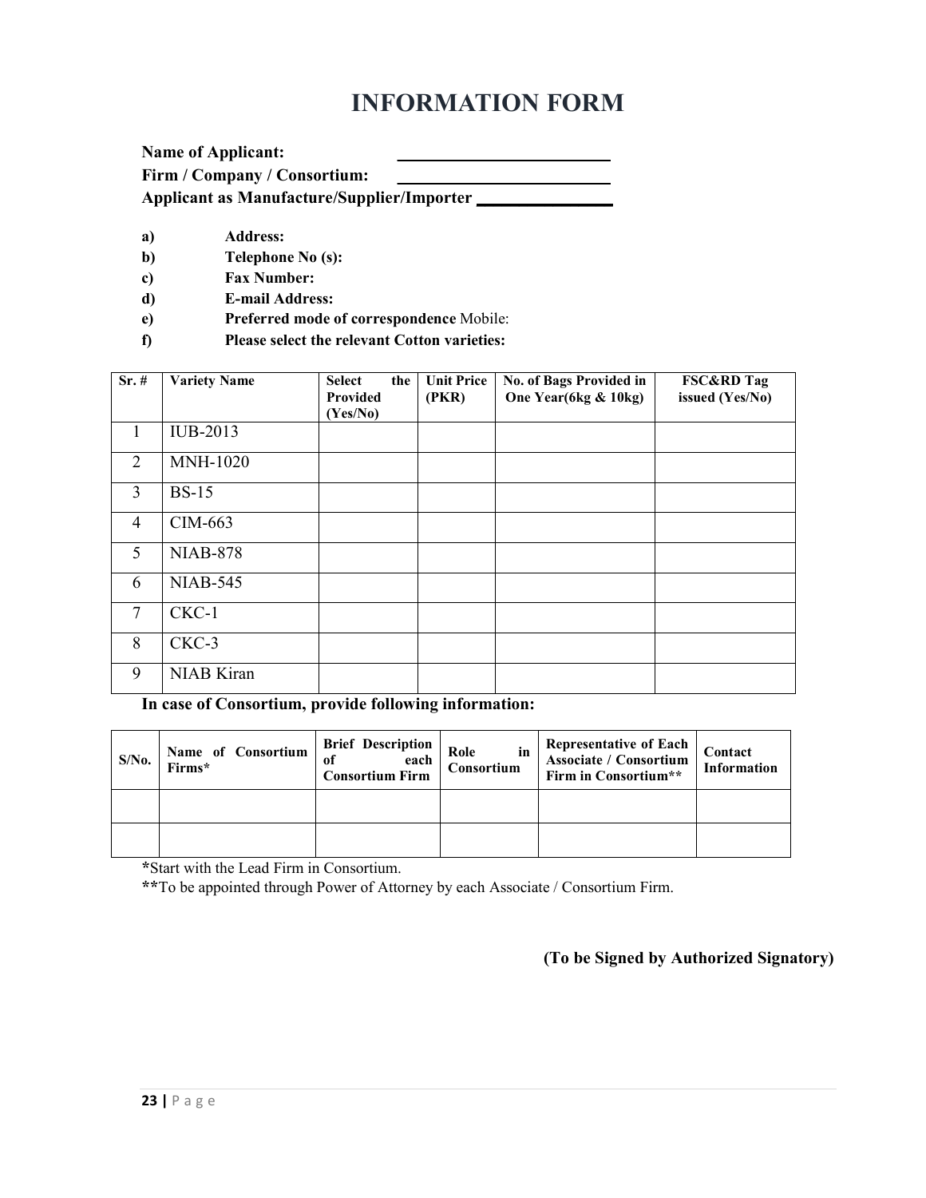# INFORMATION FORM

**Name of Applicant:** ______________________

**Firm / Company / Consortium:** ______________________

**Applicant as Manufacture/Supplier/Importer** ______________

- **a) Address:**
- **b) Telephone No (s):**
- **c) Fax Number:**
- **d) E-mail Address:**
- **e) Preferred mode of correspondence** Mobile:
- **f) Please select the relevant Cotton varieties:**

| Sr. # | Variety Name | Select the Provided (Yes/No) | Unit Price (PKR) | No. of Bags Provided in One Year(6kg & 10kg) | FSC&RD Tag issued (Yes/No) |
|---|---|---|---|---|---|
| 1 | IUB-2013 | | | | |
| 2 | MNH-1020 | | | | |
| 3 | BS-15 | | | | |
| 4 | CIM-663 | | | | |
| 5 | NIAB-878 | | | | |
| 6 | NIAB-545 | | | | |
| 7 | CKC-1 | | | | |
| 8 | CKC-3 | | | | |
| 9 | NIAB Kiran | | | | |

**In case of Consortium, provide following information:**

| S/No. | Name of Consortium Firms* | Brief Description of each Consortium Firm | Role in Consortium | Representative of Each Associate / Consortium Firm in Consortium** | Contact Information |
|---|---|---|---|---|---|
| | | | | | |
| | | | | | |

**\***Start with the Lead Firm in Consortium.

**\*\***To be appointed through Power of Attorney by each Associate / Consortium Firm.

**(To be Signed by Authorized Signatory)**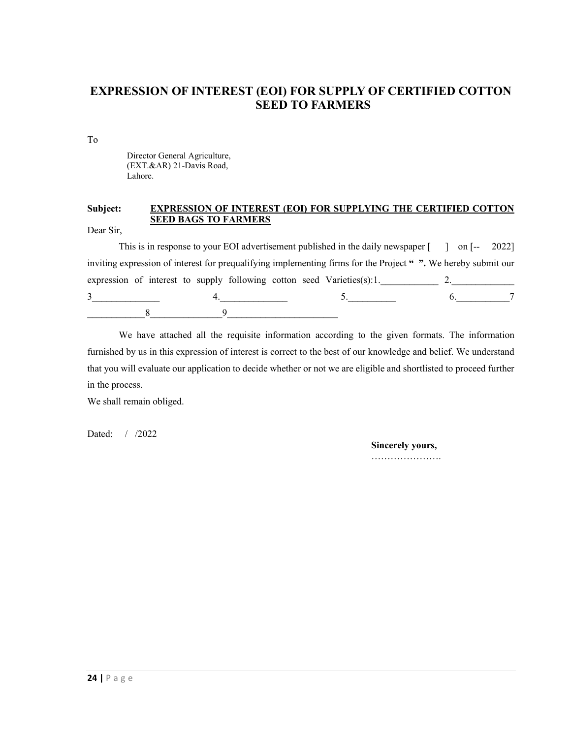# EXPRESSION OF INTEREST (EOI) FOR SUPPLY OF CERTIFIED COTTON SEED TO FARMERS

To

Director General Agriculture,
(EXT.&AR) 21-Davis Road,
Lahore.

**Subject:** **<u>EXPRESSION OF INTEREST (EOI) FOR SUPPLYING THE CERTIFIED COTTON SEED BAGS TO FARMERS</u>**

Dear Sir,

This is in response to your EOI advertisement published in the daily newspaper [ ] on [-- 2022] inviting expression of interest for prequalifying implementing firms for the Project **" ".** We hereby submit our expression of interest to supply following cotton seed Varieties(s):1.____________ 2._____________ 3______________ 4.______________ 5.__________ 6.___________7 ____________8_______________9_______________________

We have attached all the requisite information according to the given formats. The information furnished by us in this expression of interest is correct to the best of our knowledge and belief. We understand that you will evaluate our application to decide whether or not we are eligible and shortlisted to proceed further in the process.

We shall remain obliged.

Dated: / /2022

**Sincerely yours,**

………………….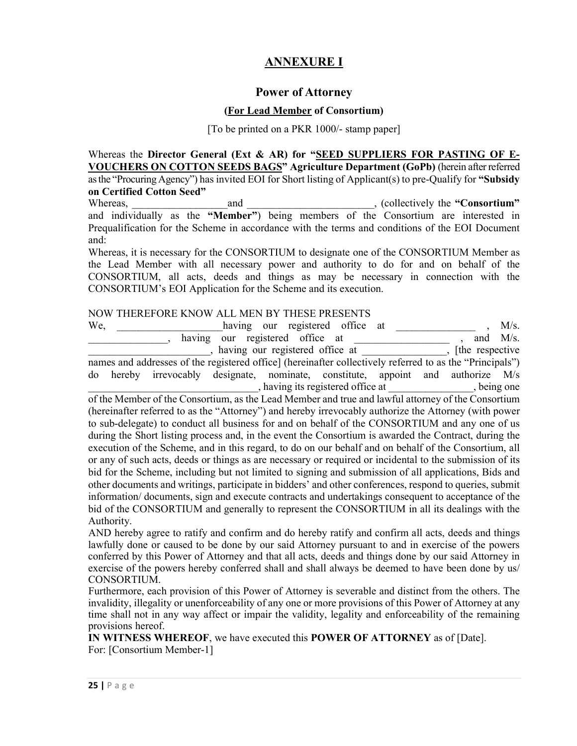# ANNEXURE I

## Power of Attorney

### (For Lead Member of Consortium)

[To be printed on a PKR 1000/- stamp paper]

Whereas the **Director General (Ext & AR) for "SEED SUPPLIERS FOR PASTING OF E-VOUCHERS ON COTTON SEEDS BAGS" Agriculture Department (GoPb)** (herein after referred as the "Procuring Agency") has invited EOI for Short listing of Applicant(s) to pre-Qualify for **"Subsidy on Certified Cotton Seed"**

Whereas, __________________and ________________________, (collectively the **"Consortium"** and individually as the **"Member"**) being members of the Consortium are interested in Prequalification for the Scheme in accordance with the terms and conditions of the EOI Document and:

Whereas, it is necessary for the CONSORTIUM to designate one of the CONSORTIUM Member as the Lead Member with all necessary power and authority to do for and on behalf of the CONSORTIUM, all acts, deeds and things as may be necessary in connection with the CONSORTIUM's EOI Application for the Scheme and its execution.

NOW THEREFORE KNOW ALL MEN BY THESE PRESENTS

We, ___________________having our registered office at _______________ , M/s. _______________, having our registered office at _________________ , and M/s. _______________________, having our registered office at ________________, [the respective names and addresses of the registered office] (hereinafter collectively referred to as the "Principals") do hereby irrevocably designate, nominate, constitute, appoint and authorize M/s ________________________________, having its registered office at ________________, being one of the Member of the Consortium, as the Lead Member and true and lawful attorney of the Consortium (hereinafter referred to as the "Attorney") and hereby irrevocably authorize the Attorney (with power to sub-delegate) to conduct all business for and on behalf of the CONSORTIUM and any one of us during the Short listing process and, in the event the Consortium is awarded the Contract, during the execution of the Scheme, and in this regard, to do on our behalf and on behalf of the Consortium, all or any of such acts, deeds or things as are necessary or required or incidental to the submission of its bid for the Scheme, including but not limited to signing and submission of all applications, Bids and other documents and writings, participate in bidders' and other conferences, respond to queries, submit information/ documents, sign and execute contracts and undertakings consequent to acceptance of the bid of the CONSORTIUM and generally to represent the CONSORTIUM in all its dealings with the Authority.

AND hereby agree to ratify and confirm and do hereby ratify and confirm all acts, deeds and things lawfully done or caused to be done by our said Attorney pursuant to and in exercise of the powers conferred by this Power of Attorney and that all acts, deeds and things done by our said Attorney in exercise of the powers hereby conferred shall and shall always be deemed to have been done by us/ CONSORTIUM.

Furthermore, each provision of this Power of Attorney is severable and distinct from the others. The invalidity, illegality or unenforceability of any one or more provisions of this Power of Attorney at any time shall not in any way affect or impair the validity, legality and enforceability of the remaining provisions hereof.

**IN WITNESS WHEREOF**, we have executed this **POWER OF ATTORNEY** as of [Date].

For: [Consortium Member-1]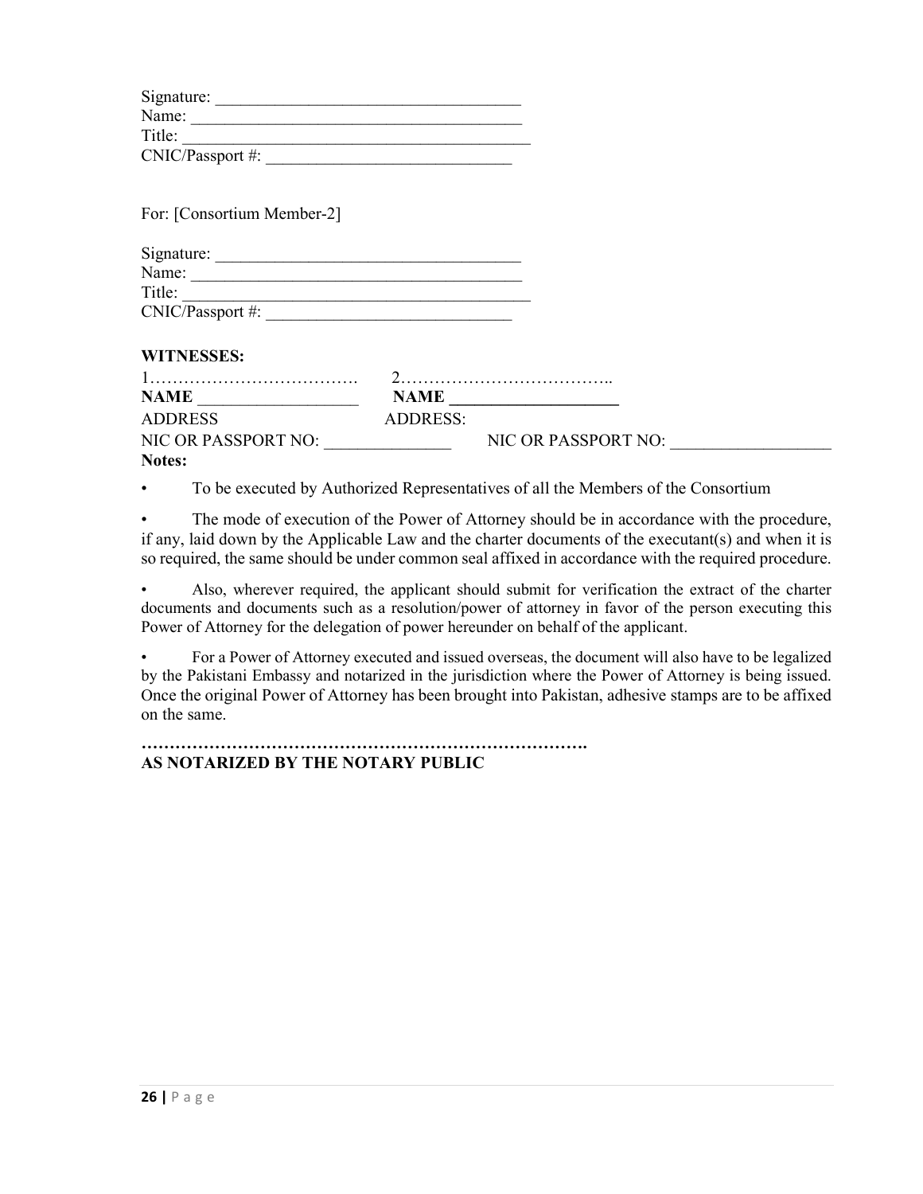Signature: ___________________________________
Name: ______________________________________
Title: _______________________________________
CNIC/Passport #: ____________________________

For: [Consortium Member-2]

Signature: ___________________________________
Name: ______________________________________
Title: _______________________________________
CNIC/Passport #: ____________________________

**WITNESSES:**

| 1………………………………. | 2……………………………….. |
|---|---|
| **NAME** __________________ | **NAME** ___________________ |
| ADDRESS | ADDRESS: |
| NIC OR PASSPORT NO: ______________ | NIC OR PASSPORT NO: __________________ |

**Notes:**

- To be executed by Authorized Representatives of all the Members of the Consortium
- The mode of execution of the Power of Attorney should be in accordance with the procedure, if any, laid down by the Applicable Law and the charter documents of the executant(s) and when it is so required, the same should be under common seal affixed in accordance with the required procedure.
- Also, wherever required, the applicant should submit for verification the extract of the charter documents and documents such as a resolution/power of attorney in favor of the person executing this Power of Attorney for the delegation of power hereunder on behalf of the applicant.
- For a Power of Attorney executed and issued overseas, the document will also have to be legalized by the Pakistani Embassy and notarized in the jurisdiction where the Power of Attorney is being issued. Once the original Power of Attorney has been brought into Pakistan, adhesive stamps are to be affixed on the same.

**……………………………………………………………………….**

**AS NOTARIZED BY THE NOTARY PUBLIC**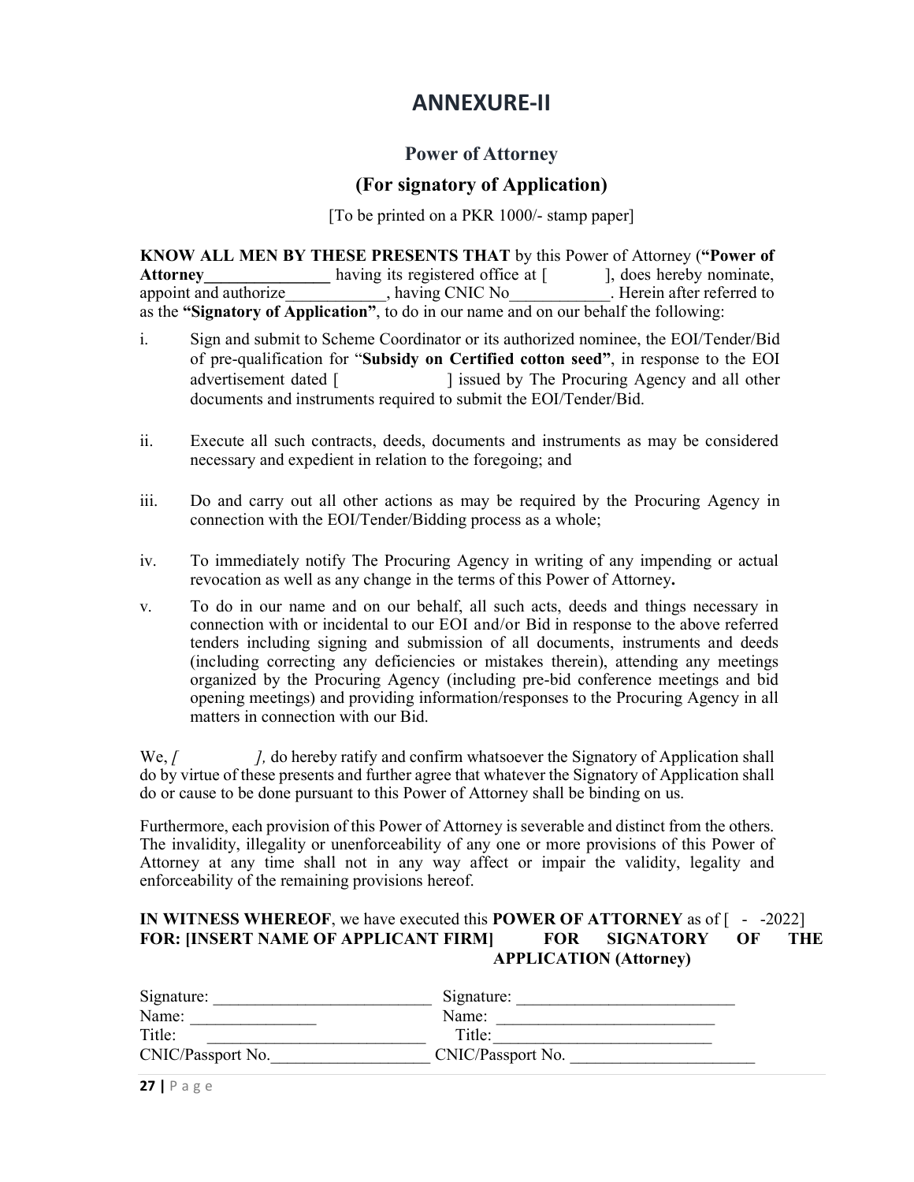# ANNEXURE-II

## Power of Attorney

## (For signatory of Application)

[To be printed on a PKR 1000/- stamp paper]

**KNOW ALL MEN BY THESE PRESENTS THAT** by this Power of Attorney (**"Power of Attorney_______________** having its registered office at [ ], does hereby nominate, appoint and authorize___________, having CNIC No___________. Herein after referred to as the **"Signatory of Application"**, to do in our name and on our behalf the following:

i. Sign and submit to Scheme Coordinator or its authorized nominee, the EOI/Tender/Bid of pre-qualification for "**Subsidy on Certified cotton seed"**, in response to the EOI advertisement dated [ ] issued by The Procuring Agency and all other documents and instruments required to submit the EOI/Tender/Bid.

ii. Execute all such contracts, deeds, documents and instruments as may be considered necessary and expedient in relation to the foregoing; and

iii. Do and carry out all other actions as may be required by the Procuring Agency in connection with the EOI/Tender/Bidding process as a whole;

iv. To immediately notify The Procuring Agency in writing of any impending or actual revocation as well as any change in the terms of this Power of Attorney**.**

v. To do in our name and on our behalf, all such acts, deeds and things necessary in connection with or incidental to our EOI and/or Bid in response to the above referred tenders including signing and submission of all documents, instruments and deeds (including correcting any deficiencies or mistakes therein), attending any meetings organized by the Procuring Agency (including pre-bid conference meetings and bid opening meetings) and providing information/responses to the Procuring Agency in all matters in connection with our Bid.

We, *[ ],* do hereby ratify and confirm whatsoever the Signatory of Application shall do by virtue of these presents and further agree that whatever the Signatory of Application shall do or cause to be done pursuant to this Power of Attorney shall be binding on us.

Furthermore, each provision of this Power of Attorney is severable and distinct from the others. The invalidity, illegality or unenforceability of any one or more provisions of this Power of Attorney at any time shall not in any way affect or impair the validity, legality and enforceability of the remaining provisions hereof.

**IN WITNESS WHEREOF**, we have executed this **POWER OF ATTORNEY** as of [ - -2022]

| **FOR: [INSERT NAME OF APPLICANT FIRM]** | **FOR SIGNATORY OF THE APPLICATION (Attorney)** |
|---|---|
| Signature: _________________________ | Signature: _________________________ |
| Name: _______________ | Name: _________________________ |
| Title: _________________________ | Title: _________________________ |
| CNIC/Passport No.__________________ | CNIC/Passport No. ______________________ |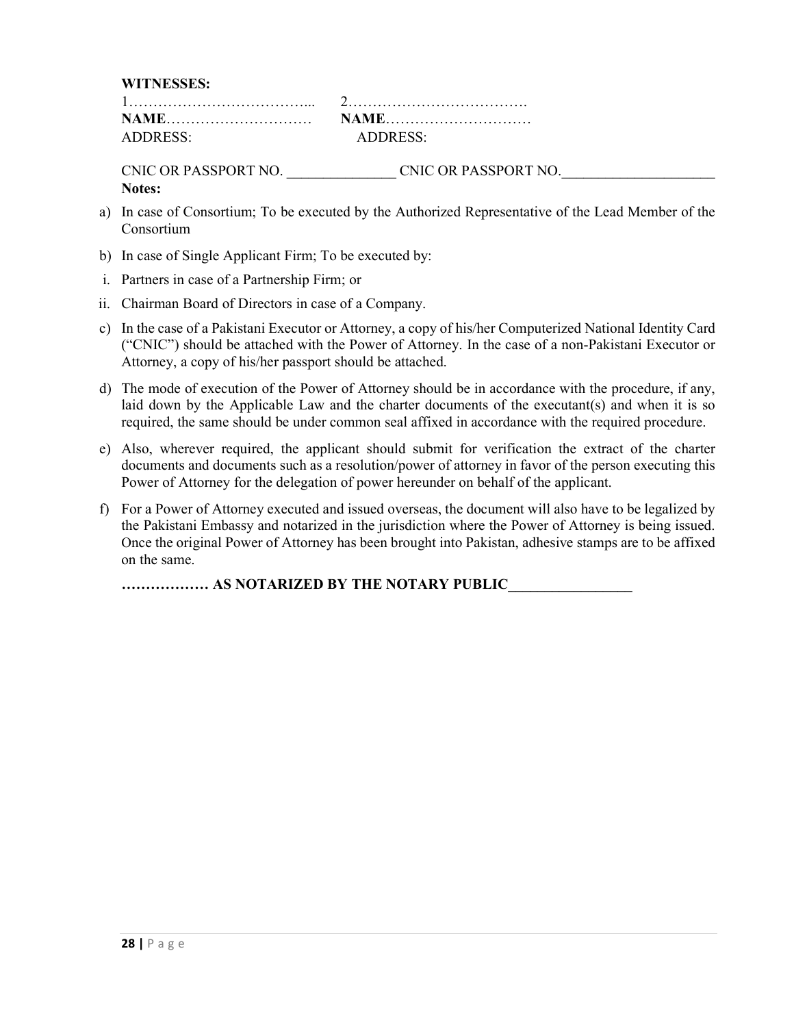**WITNESSES:**

| | |
|---|---|
| 1……………………………….. | 2………………………………. |
| **NAME**………………………… | **NAME**………………………… |
| ADDRESS: | ADDRESS: |
| CNIC OR PASSPORT NO. _______________ | CNIC OR PASSPORT NO._____________________ |

**Notes:**

a) In case of Consortium; To be executed by the Authorized Representative of the Lead Member of the Consortium

b) In case of Single Applicant Firm; To be executed by:

i. Partners in case of a Partnership Firm; or

ii. Chairman Board of Directors in case of a Company.

c) In the case of a Pakistani Executor or Attorney, a copy of his/her Computerized National Identity Card ("CNIC") should be attached with the Power of Attorney. In the case of a non-Pakistani Executor or Attorney, a copy of his/her passport should be attached.

d) The mode of execution of the Power of Attorney should be in accordance with the procedure, if any, laid down by the Applicable Law and the charter documents of the executant(s) and when it is so required, the same should be under common seal affixed in accordance with the required procedure.

e) Also, wherever required, the applicant should submit for verification the extract of the charter documents and documents such as a resolution/power of attorney in favor of the person executing this Power of Attorney for the delegation of power hereunder on behalf of the applicant.

f) For a Power of Attorney executed and issued overseas, the document will also have to be legalized by the Pakistani Embassy and notarized in the jurisdiction where the Power of Attorney is being issued. Once the original Power of Attorney has been brought into Pakistan, adhesive stamps are to be affixed on the same.

**……………… AS NOTARIZED BY THE NOTARY PUBLIC_________________**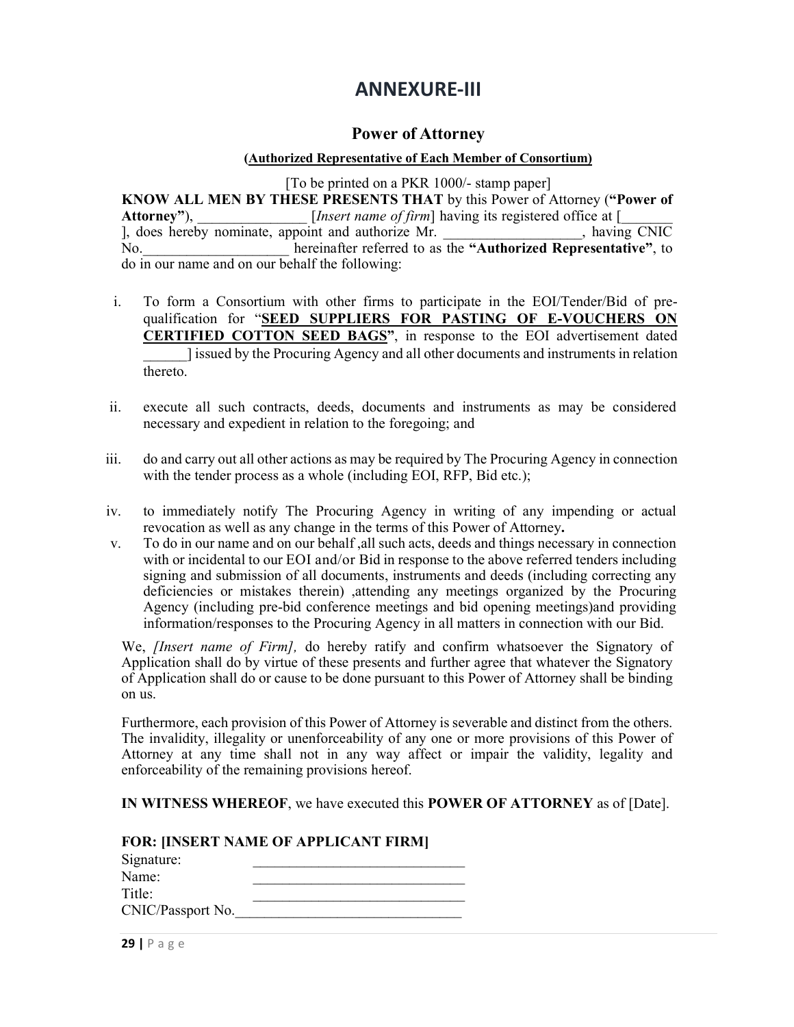# ANNEXURE-III

## Power of Attorney

**(Authorized Representative of Each Member of Consortium)**

[To be printed on a PKR 1000/- stamp paper]

**KNOW ALL MEN BY THESE PRESENTS THAT** by this Power of Attorney (**"Power of Attorney"**), _______________ [*Insert name of firm*] having its registered office at [_______ ], does hereby nominate, appoint and authorize Mr. ___________________, having CNIC No.____________________ hereinafter referred to as the **"Authorized Representative"**, to do in our name and on our behalf the following:

i. To form a Consortium with other firms to participate in the EOI/Tender/Bid of pre-qualification for "**SEED SUPPLIERS FOR PASTING OF E-VOUCHERS ON CERTIFIED COTTON SEED BAGS**", in response to the EOI advertisement dated ______] issued by the Procuring Agency and all other documents and instruments in relation thereto.

ii. execute all such contracts, deeds, documents and instruments as may be considered necessary and expedient in relation to the foregoing; and

iii. do and carry out all other actions as may be required by The Procuring Agency in connection with the tender process as a whole (including EOI, RFP, Bid etc.);

iv. to immediately notify The Procuring Agency in writing of any impending or actual revocation as well as any change in the terms of this Power of Attorney**.**

v. To do in our name and on our behalf ,all such acts, deeds and things necessary in connection with or incidental to our EOI and/or Bid in response to the above referred tenders including signing and submission of all documents, instruments and deeds (including correcting any deficiencies or mistakes therein) ,attending any meetings organized by the Procuring Agency (including pre-bid conference meetings and bid opening meetings)and providing information/responses to the Procuring Agency in all matters in connection with our Bid.

We, *[Insert name of Firm],* do hereby ratify and confirm whatsoever the Signatory of Application shall do by virtue of these presents and further agree that whatever the Signatory of Application shall do or cause to be done pursuant to this Power of Attorney shall be binding on us.

Furthermore, each provision of this Power of Attorney is severable and distinct from the others. The invalidity, illegality or unenforceability of any one or more provisions of this Power of Attorney at any time shall not in any way affect or impair the validity, legality and enforceability of the remaining provisions hereof.

**IN WITNESS WHEREOF**, we have executed this **POWER OF ATTORNEY** as of [Date].

**FOR: [INSERT NAME OF APPLICANT FIRM]**

Signature: _____________________________

Name: _____________________________

Title: _____________________________

CNIC/Passport No._______________________________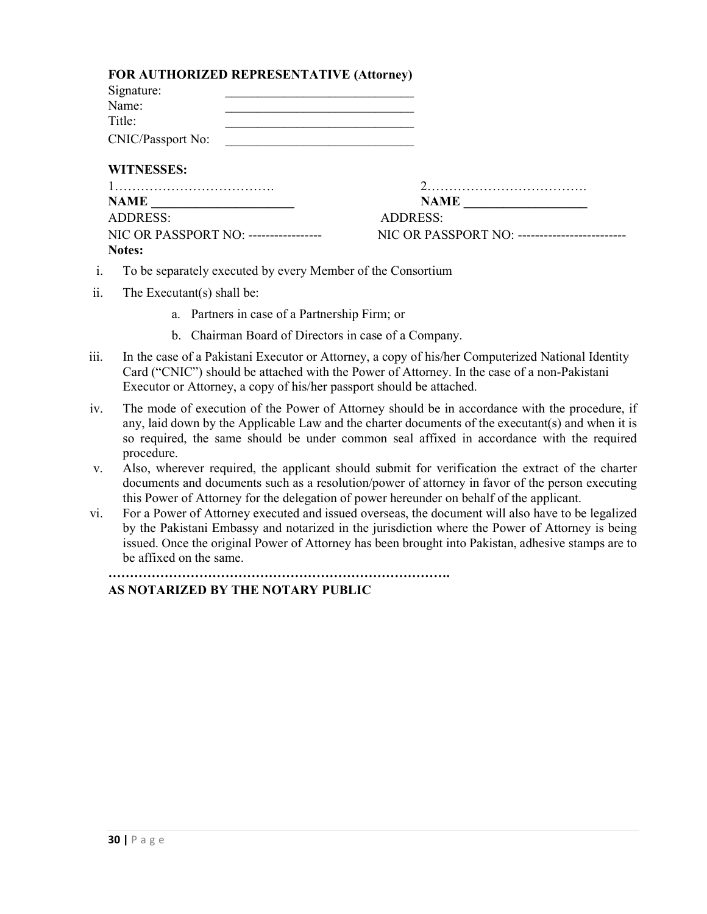**FOR AUTHORIZED REPRESENTATIVE (Attorney)**

Signature: ______________________________

Name: ______________________________

Title: ______________________________

CNIC/Passport No: ______________________________

**WITNESSES:**

| 1………………………………. | 2………………………………. |
| --- | --- |
| **NAME ______________________** | **NAME ___________________** |
| ADDRESS: | ADDRESS: |
| NIC OR PASSPORT NO: ----------------- | NIC OR PASSPORT NO: ------------------------- |

**Notes:**

i. To be separately executed by every Member of the Consortium

ii. The Executant(s) shall be:

   a. Partners in case of a Partnership Firm; or

   b. Chairman Board of Directors in case of a Company.

iii. In the case of a Pakistani Executor or Attorney, a copy of his/her Computerized National Identity Card ("CNIC") should be attached with the Power of Attorney. In the case of a non-Pakistani Executor or Attorney, a copy of his/her passport should be attached.

iv. The mode of execution of the Power of Attorney should be in accordance with the procedure, if any, laid down by the Applicable Law and the charter documents of the executant(s) and when it is so required, the same should be under common seal affixed in accordance with the required procedure.

v. Also, wherever required, the applicant should submit for verification the extract of the charter documents and documents such as a resolution/power of attorney in favor of the person executing this Power of Attorney for the delegation of power hereunder on behalf of the applicant.

vi. For a Power of Attorney executed and issued overseas, the document will also have to be legalized by the Pakistani Embassy and notarized in the jurisdiction where the Power of Attorney is being issued. Once the original Power of Attorney has been brought into Pakistan, adhesive stamps are to be affixed on the same.

**…………………………………………………………………….**

**AS NOTARIZED BY THE NOTARY PUBLIC**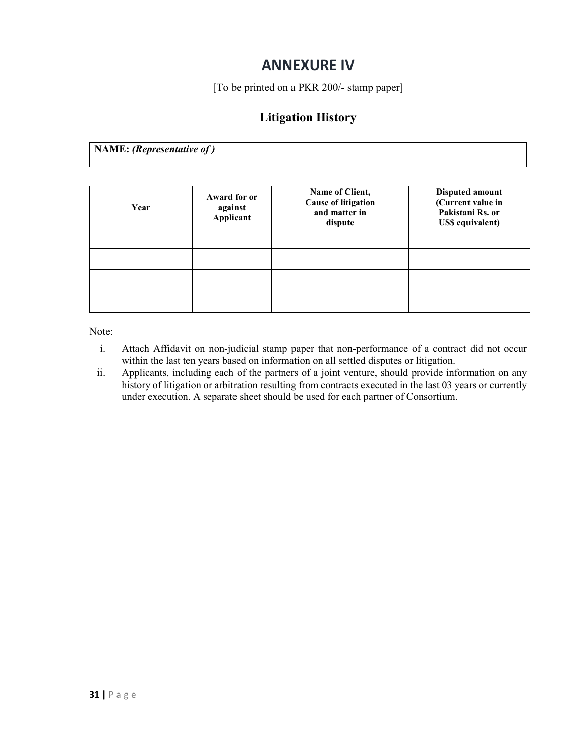# ANNEXURE IV

[To be printed on a PKR 200/- stamp paper]

## Litigation History

| **NAME:** ***(Representative of )*** |
| --- |

| Year | Award for or against Applicant | Name of Client, Cause of litigation and matter in dispute | Disputed amount (Current value in Pakistani Rs. or US$ equivalent) |
| --- | --- | --- | --- |
| | | | |
| | | | |
| | | | |
| | | | |

Note:

i. Attach Affidavit on non-judicial stamp paper that non-performance of a contract did not occur within the last ten years based on information on all settled disputes or litigation.

ii. Applicants, including each of the partners of a joint venture, should provide information on any history of litigation or arbitration resulting from contracts executed in the last 03 years or currently under execution. A separate sheet should be used for each partner of Consortium.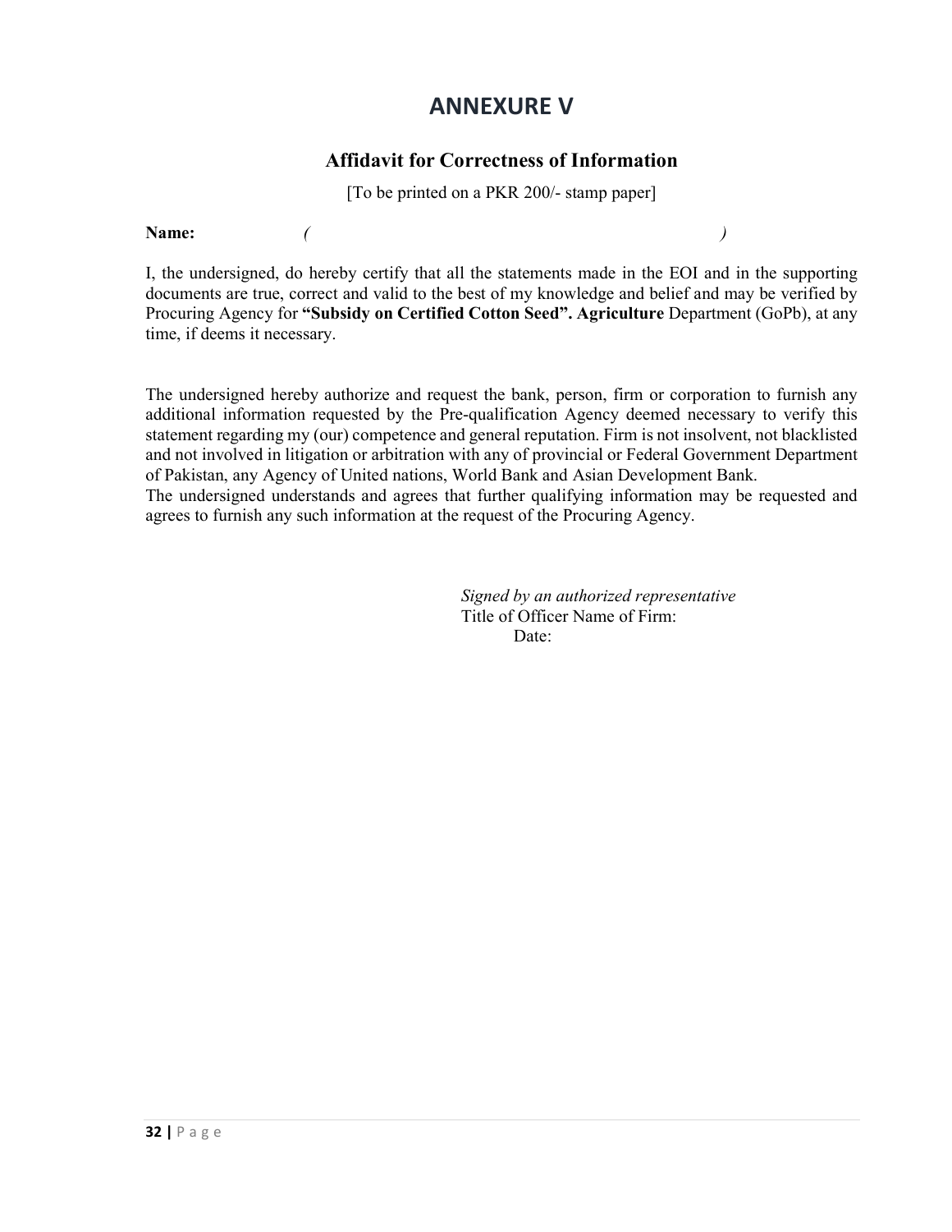# ANNEXURE V

## Affidavit for Correctness of Information

[To be printed on a PKR 200/- stamp paper]

**Name:** *(                                                            )*

I, the undersigned, do hereby certify that all the statements made in the EOI and in the supporting documents are true, correct and valid to the best of my knowledge and belief and may be verified by Procuring Agency for **"Subsidy on Certified Cotton Seed". Agriculture** Department (GoPb), at any time, if deems it necessary.

The undersigned hereby authorize and request the bank, person, firm or corporation to furnish any additional information requested by the Pre-qualification Agency deemed necessary to verify this statement regarding my (our) competence and general reputation. Firm is not insolvent, not blacklisted and not involved in litigation or arbitration with any of provincial or Federal Government Department of Pakistan, any Agency of United nations, World Bank and Asian Development Bank.
The undersigned understands and agrees that further qualifying information may be requested and agrees to furnish any such information at the request of the Procuring Agency.

*Signed by an authorized representative*
Title of Officer Name of Firm:
Date: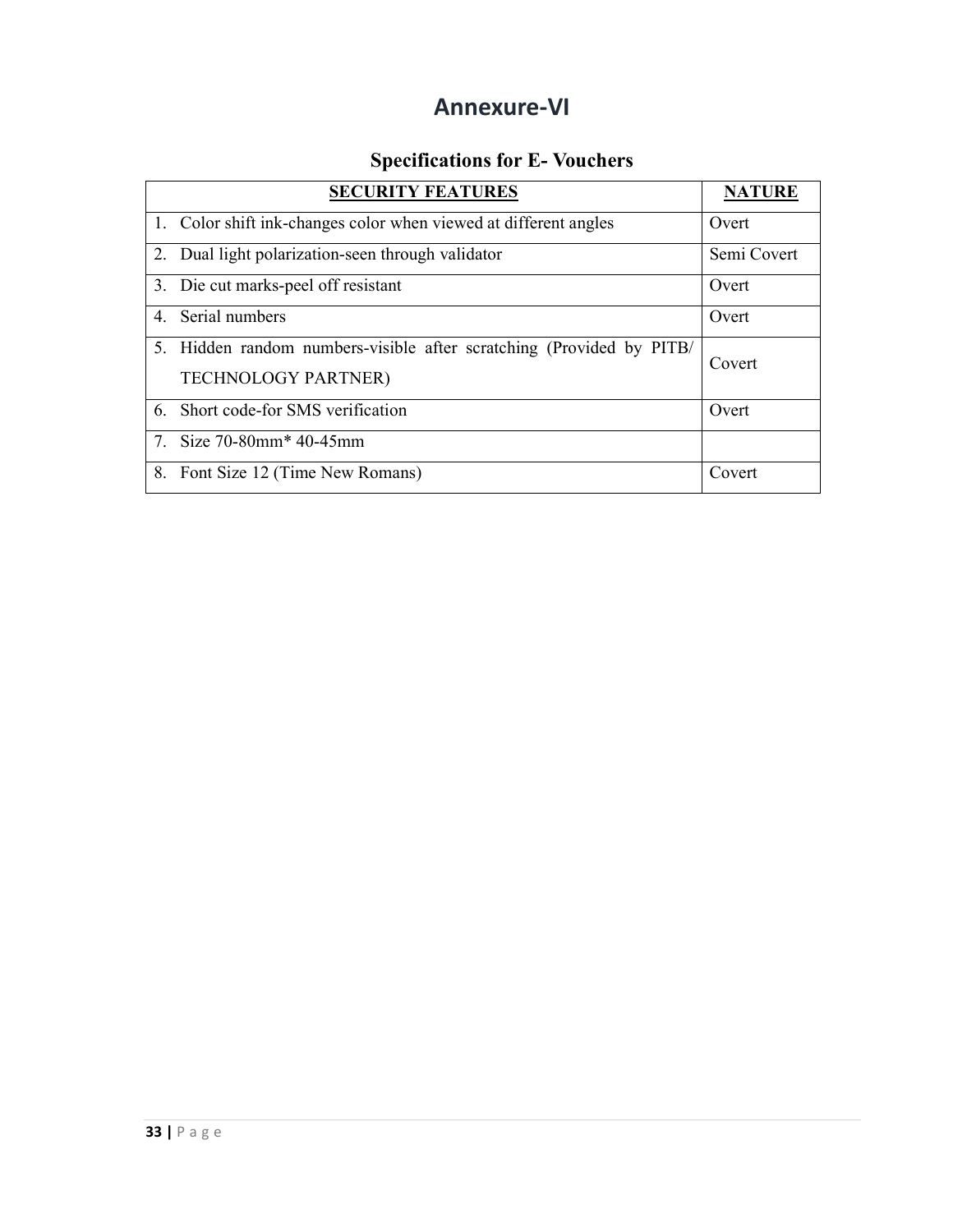# Annexure-VI

## Specifications for E- Vouchers

| SECURITY FEATURES | NATURE |
| --- | --- |
| 1. Color shift ink-changes color when viewed at different angles | Overt |
| 2. Dual light polarization-seen through validator | Semi Covert |
| 3. Die cut marks-peel off resistant | Overt |
| 4. Serial numbers | Overt |
| 5. Hidden random numbers-visible after scratching (Provided by PITB/ TECHNOLOGY PARTNER) | Covert |
| 6. Short code-for SMS verification | Overt |
| 7. Size 70-80mm* 40-45mm | |
| 8. Font Size 12 (Time New Romans) | Covert |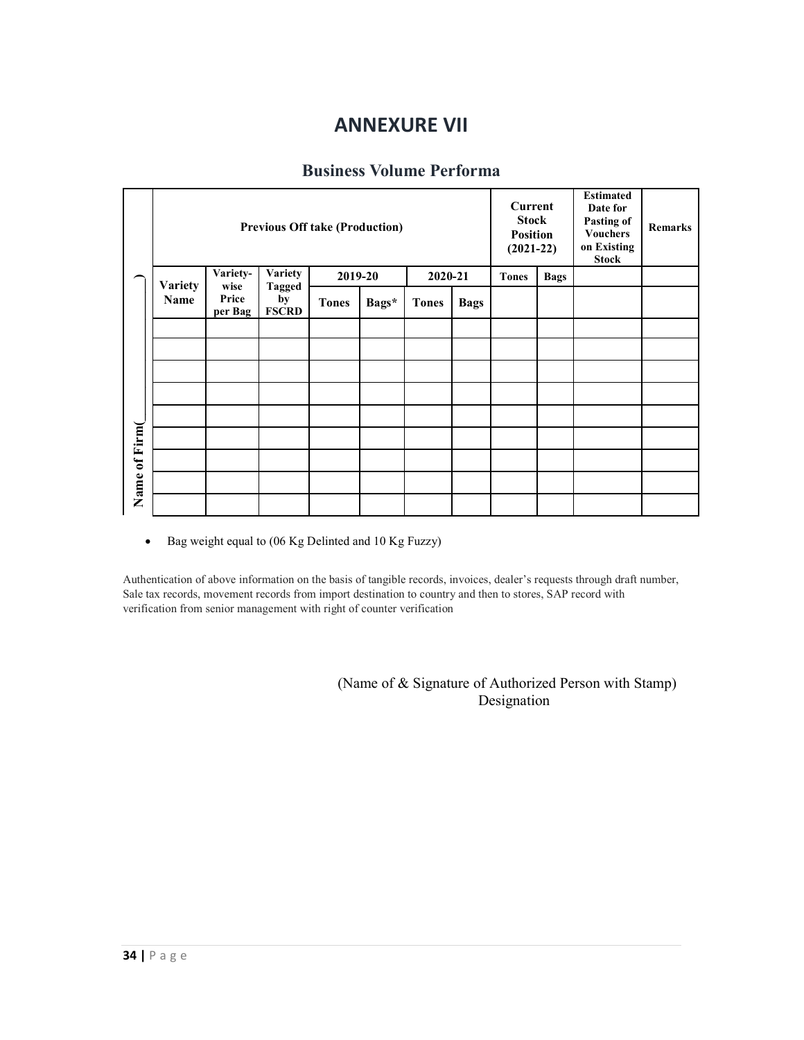# ANNEXURE VII

## Business Volume Performa

| Name of Firm(\_\_\_\_\_\_\_\_\_) | Previous Off take (Production) | | | | | | | Current Stock Position (2021-22) | | Estimated Date for Pasting of Vouchers on Existing Stock | Remarks |
|---|---|---|---|---|---|---|---|---|---|---|---|
| | Variety Name | Variety-wise Price per Bag | Variety Tagged by FSCRD | 2019-20 | | 2020-21 | | Tones | Bags | | |
| | | | | Tones | Bags* | Tones | Bags | | | | |
| | | | | | | | | | | | |
| | | | | | | | | | | | |
| | | | | | | | | | | | |
| | | | | | | | | | | | |
| | | | | | | | | | | | |
| | | | | | | | | | | | |
| | | | | | | | | | | | |
| | | | | | | | | | | | |
| | | | | | | | | | | | |

- Bag weight equal to (06 Kg Delinted and 10 Kg Fuzzy)

Authentication of above information on the basis of tangible records, invoices, dealer's requests through draft number, Sale tax records, movement records from import destination to country and then to stores, SAP record with verification from senior management with right of counter verification

(Name of & Signature of Authorized Person with Stamp)
Designation